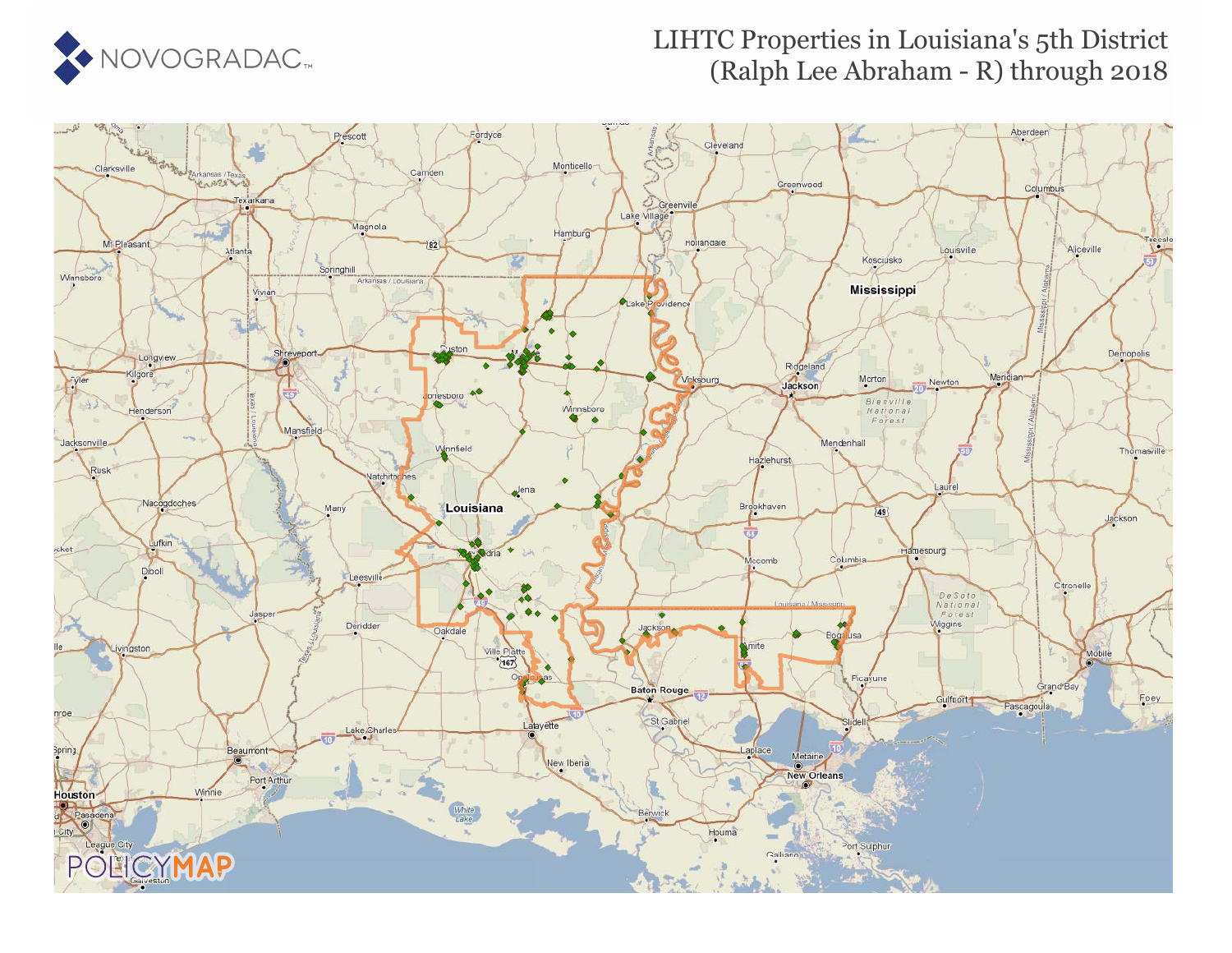NOVOGRADAC

# LIHTC Properties in Louisiana's 5th District (Ralph Lee Abraham - R) through 2018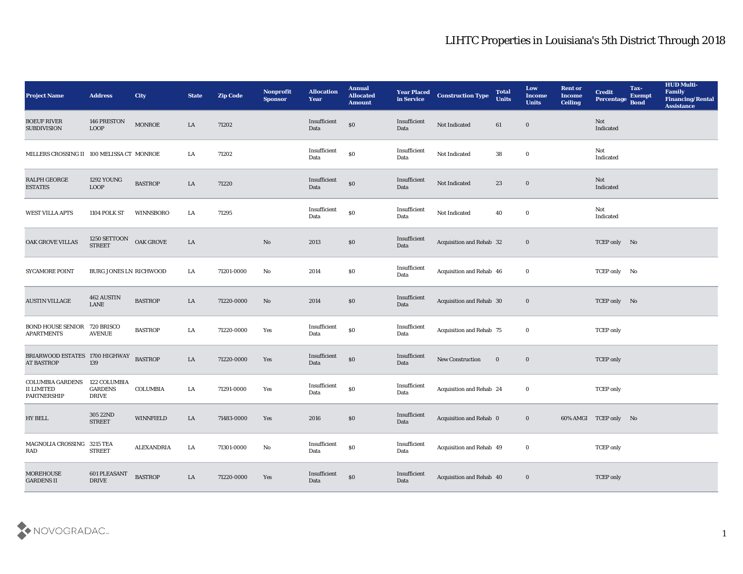# LIHTC Properties in Louisiana's 5th District Through 2018

| Project Name | Address | City | State | Zip Code | Nonprofit Sponsor | Allocation Year | Annual Allocated Amount | Year Placed in Service | Construction Type | Total Units | Low Income Units | Rent or Income Ceiling | Credit Percentage | Tax-Exempt Bond | HUD Multi-Family Financing/Rental Assistance |
|---|---|---|---|---|---|---|---|---|---|---|---|---|---|---|---|
| BOEUF RIVER SUBDIVISION | 146 PRESTON LOOP | MONROE | LA | 71202 | | Insufficient Data | $0 | Insufficient Data | Not Indicated | 61 | 0 | | Not Indicated | | |
| MILLERS CROSSING II | 100 MELISSA CT | MONROE | LA | 71202 | | Insufficient Data | $0 | Insufficient Data | Not Indicated | 38 | 0 | | Not Indicated | | |
| RALPH GEORGE ESTATES | 1292 YOUNG LOOP | BASTROP | LA | 71220 | | Insufficient Data | $0 | Insufficient Data | Not Indicated | 23 | 0 | | Not Indicated | | |
| WEST VILLA APTS | 1104 POLK ST | WINNSBORO | LA | 71295 | | Insufficient Data | $0 | Insufficient Data | Not Indicated | 40 | 0 | | Not Indicated | | |
| OAK GROVE VILLAS | 1250 SETTOON STREET | OAK GROVE | LA | | No | 2013 | $0 | Insufficient Data | Acquisition and Rehab | 32 | 0 | | TCEP only | No | |
| SYCAMORE POINT | BURG JONES LN | RICHWOOD | LA | 71201-0000 | No | 2014 | $0 | Insufficient Data | Acquisition and Rehab | 46 | 0 | | TCEP only | No | |
| AUSTIN VILLAGE | 462 AUSTIN LANE | BASTROP | LA | 71220-0000 | No | 2014 | $0 | Insufficient Data | Acquisition and Rehab | 30 | 0 | | TCEP only | No | |
| BOND HOUSE SENIOR APARTMENTS | 720 BRISCO AVENUE | BASTROP | LA | 71220-0000 | Yes | Insufficient Data | $0 | Insufficient Data | Acquisition and Rehab | 75 | 0 | | TCEP only | | |
| BRIARWOOD ESTATES AT BASTROP | 1700 HIGHWAY 139 | BASTROP | LA | 71220-0000 | Yes | Insufficient Data | $0 | Insufficient Data | New Construction | 0 | 0 | | TCEP only | | |
| COLUMBIA GARDENS II LIMITED PARTNERSHIP | 122 COLUMBIA GARDENS DRIVE | COLUMBIA | LA | 71291-0000 | Yes | Insufficient Data | $0 | Insufficient Data | Acquisition and Rehab | 24 | 0 | | TCEP only | | |
| HY BELL | 305 22ND STREET | WINNFIELD | LA | 71483-0000 | Yes | 2016 | $0 | Insufficient Data | Acquisition and Rehab | 0 | 0 | 60% AMGI | TCEP only | No | |
| MAGNOLIA CROSSING RAD | 3215 TEA STREET | ALEXANDRIA | LA | 71301-0000 | No | Insufficient Data | $0 | Insufficient Data | Acquisition and Rehab | 49 | 0 | | TCEP only | | |
| MOREHOUSE GARDENS II | 601 PLEASANT DRIVE | BASTROP | LA | 71220-0000 | Yes | Insufficient Data | $0 | Insufficient Data | Acquisition and Rehab | 40 | 0 | | TCEP only | | |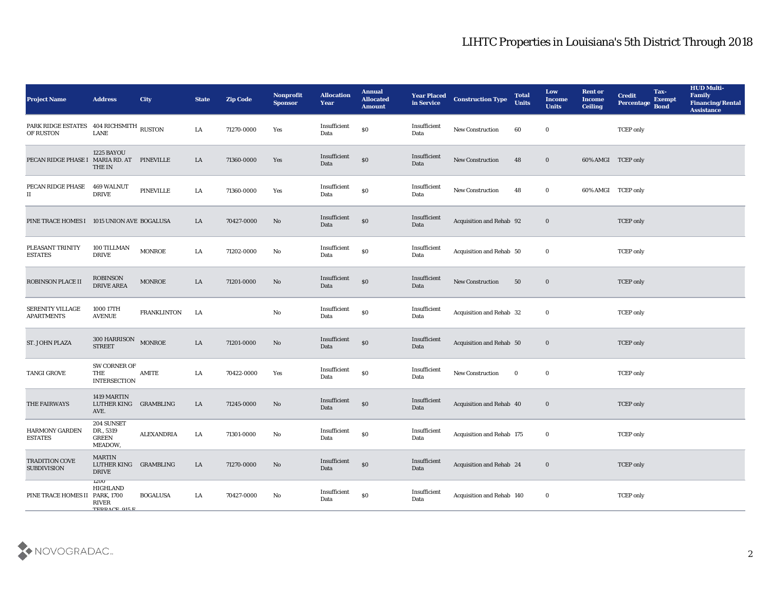# LIHTC Properties in Louisiana's 5th District Through 2018

| Project Name | Address | City | State | Zip Code | Nonprofit Sponsor | Allocation Year | Annual Allocated Amount | Year Placed in Service | Construction Type | Total Units | Low Income Units | Rent or Income Ceiling | Credit Percentage | Tax-Exempt Bond | HUD Multi-Family Financing/Rental Assistance |
|---|---|---|---|---|---|---|---|---|---|---|---|---|---|---|---|
| PARK RIDGE ESTATES OF RUSTON | 404 RICHSMITH LANE | RUSTON | LA | 71270-0000 | Yes | Insufficient Data | $0 | Insufficient Data | New Construction | 60 | 0 | | TCEP only | | |
| PECAN RIDGE PHASE I | 1225 BAYOU MARIA RD. AT THE IN | PINEVILLE | LA | 71360-0000 | Yes | Insufficient Data | $0 | Insufficient Data | New Construction | 48 | 0 | 60% AMGI | TCEP only | | |
| PECAN RIDGE PHASE II | 469 WALNUT DRIVE | PINEVILLE | LA | 71360-0000 | Yes | Insufficient Data | $0 | Insufficient Data | New Construction | 48 | 0 | 60% AMGI | TCEP only | | |
| PINE TRACE HOMES I | 1015 UNION AVE | BOGALUSA | LA | 70427-0000 | No | Insufficient Data | $0 | Insufficient Data | Acquisition and Rehab | 92 | 0 | | TCEP only | | |
| PLEASANT TRINITY ESTATES | 100 TILLMAN DRIVE | MONROE | LA | 71202-0000 | No | Insufficient Data | $0 | Insufficient Data | Acquisition and Rehab | 50 | 0 | | TCEP only | | |
| ROBINSON PLACE II | ROBINSON DRIVE AREA | MONROE | LA | 71201-0000 | No | Insufficient Data | $0 | Insufficient Data | New Construction | 50 | 0 | | TCEP only | | |
| SERENITY VILLAGE APARTMENTS | 1000 17TH AVENUE | FRANKLINTON | LA | | No | Insufficient Data | $0 | Insufficient Data | Acquisition and Rehab | 32 | 0 | | TCEP only | | |
| ST. JOHN PLAZA | 300 HARRISON STREET | MONROE | LA | 71201-0000 | No | Insufficient Data | $0 | Insufficient Data | Acquisition and Rehab | 50 | 0 | | TCEP only | | |
| TANGI GROVE | SW CORNER OF THE INTERSECTION | AMITE | LA | 70422-0000 | Yes | Insufficient Data | $0 | Insufficient Data | New Construction | 0 | 0 | | TCEP only | | |
| THE FAIRWAYS | 1419 MARTIN LUTHER KING AVE. | GRAMBLING | LA | 71245-0000 | No | Insufficient Data | $0 | Insufficient Data | Acquisition and Rehab | 40 | 0 | | TCEP only | | |
| HARMONY GARDEN ESTATES | 204 SUNSET DR., 5319 GREEN MEADOW, | ALEXANDRIA | LA | 71301-0000 | No | Insufficient Data | $0 | Insufficient Data | Acquisition and Rehab | 175 | 0 | | TCEP only | | |
| TRADITION COVE SUBDIVISION | MARTIN LUTHER KING DRIVE | GRAMBLING | LA | 71270-0000 | No | Insufficient Data | $0 | Insufficient Data | Acquisition and Rehab | 24 | 0 | | TCEP only | | |
| PINE TRACE HOMES II | 1200 HIGHLAND PARK, 1700 RIVER TERRACE, 915 E | BOGALUSA | LA | 70427-0000 | No | Insufficient Data | $0 | Insufficient Data | Acquisition and Rehab | 140 | 0 | | TCEP only | | |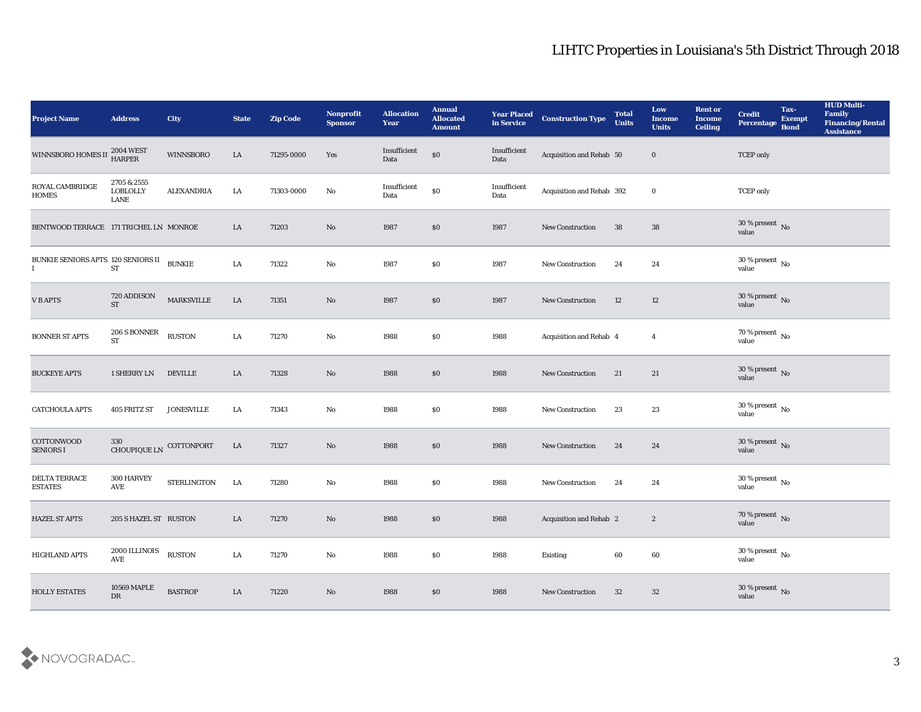## LIHTC Properties in Louisiana's 5th District Through 2018

| Project Name | Address | City | State | Zip Code | Nonprofit Sponsor | Allocation Year | Annual Allocated Amount | Year Placed in Service | Construction Type | Total Units | Low Income Units | Rent or Income Ceiling | Credit Percentage | Tax-Exempt Bond | HUD Multi-Family Financing/Rental Assistance |
|---|---|---|---|---|---|---|---|---|---|---|---|---|---|---|---|
| WINNSBORO HOMES II | 2004 WEST HARPER | WINNSBORO | LA | 71295-0000 | Yes | Insufficient Data | $0 | Insufficient Data | Acquisition and Rehab | 50 | 0 | | TCEP only | | |
| ROYAL CAMBRIDGE HOMES | 2705 & 2555 LOBLOLLY LANE | ALEXANDRIA | LA | 71303-0000 | No | Insufficient Data | $0 | Insufficient Data | Acquisition and Rehab | 392 | 0 | | TCEP only | | |
| BENTWOOD TERRACE | 171 TRICHEL LN | MONROE | LA | 71203 | No | 1987 | $0 | 1987 | New Construction | 38 | 38 | | 30 % present value | No | |
| BUNKIE SENIORS APTS I | 120 SENIORS II ST | BUNKIE | LA | 71322 | No | 1987 | $0 | 1987 | New Construction | 24 | 24 | | 30 % present value | No | |
| V B APTS | 720 ADDISON ST | MARKSVILLE | LA | 71351 | No | 1987 | $0 | 1987 | New Construction | 12 | 12 | | 30 % present value | No | |
| BONNER ST APTS | 206 S BONNER ST | RUSTON | LA | 71270 | No | 1988 | $0 | 1988 | Acquisition and Rehab | 4 | 4 | | 70 % present value | No | |
| BUCKEYE APTS | 1 SHERRY LN | DEVILLE | LA | 71328 | No | 1988 | $0 | 1988 | New Construction | 21 | 21 | | 30 % present value | No | |
| CATCHOULA APTS | 405 FRITZ ST | JONESVILLE | LA | 71343 | No | 1988 | $0 | 1988 | New Construction | 23 | 23 | | 30 % present value | No | |
| COTTONWOOD SENIORS I | 330 CHOUPIQUE LN | COTTONPORT | LA | 71327 | No | 1988 | $0 | 1988 | New Construction | 24 | 24 | | 30 % present value | No | |
| DELTA TERRACE ESTATES | 300 HARVEY AVE | STERLINGTON | LA | 71280 | No | 1988 | $0 | 1988 | New Construction | 24 | 24 | | 30 % present value | No | |
| HAZEL ST APTS | 205 S HAZEL ST | RUSTON | LA | 71270 | No | 1988 | $0 | 1988 | Acquisition and Rehab | 2 | 2 | | 70 % present value | No | |
| HIGHLAND APTS | 2000 ILLINOIS AVE | RUSTON | LA | 71270 | No | 1988 | $0 | 1988 | Existing | 60 | 60 | | 30 % present value | No | |
| HOLLY ESTATES | 10569 MAPLE DR | BASTROP | LA | 71220 | No | 1988 | $0 | 1988 | New Construction | 32 | 32 | | 30 % present value | No | |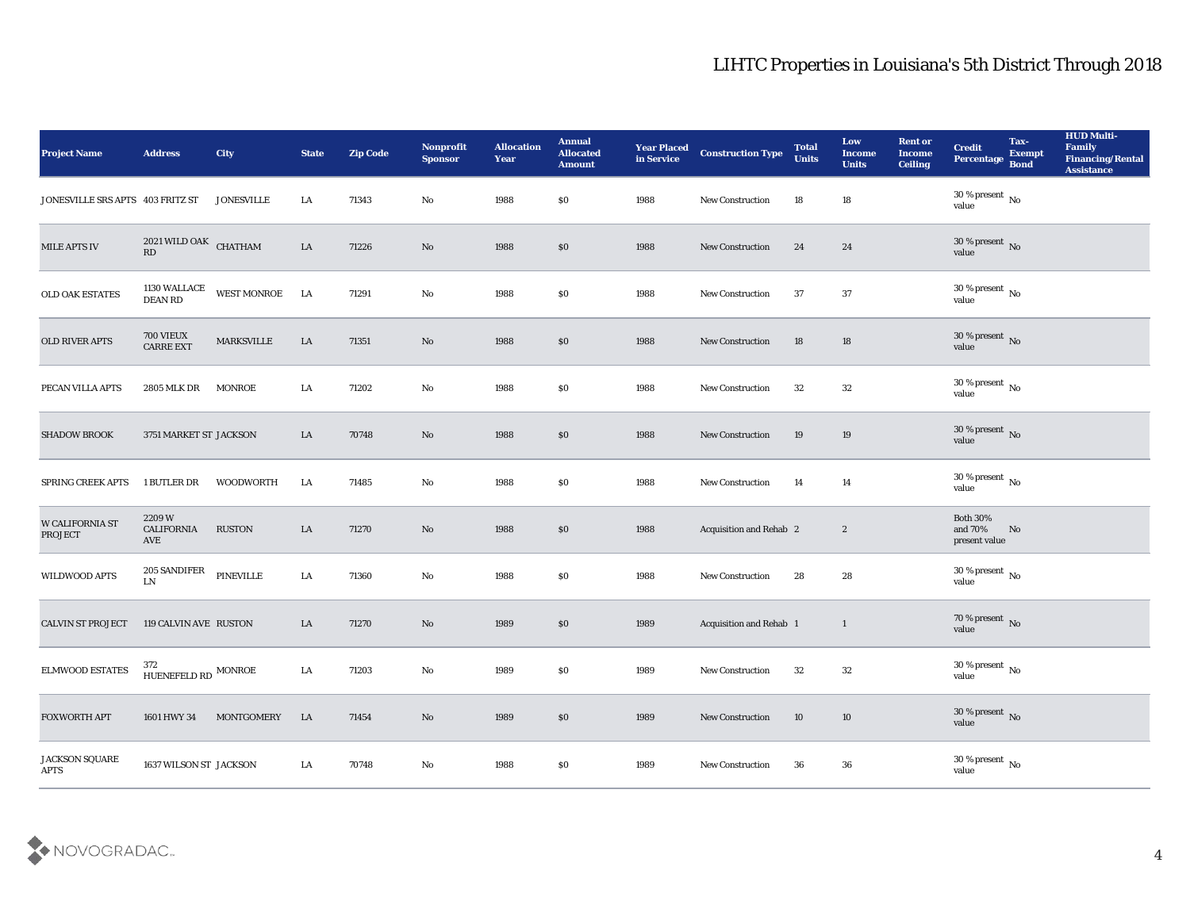# LIHTC Properties in Louisiana's 5th District Through 2018

| Project Name | Address | City | State | Zip Code | Nonprofit Sponsor | Allocation Year | Annual Allocated Amount | Year Placed in Service | Construction Type | Total Units | Low Income Units | Rent or Income Ceiling | Credit Percentage | Tax-Exempt Bond | HUD Multi-Family Financing/Rental Assistance |
|---|---|---|---|---|---|---|---|---|---|---|---|---|---|---|---|
| JONESVILLE SRS APTS | 403 FRITZ ST | JONESVILLE | LA | 71343 | No | 1988 | $0 | 1988 | New Construction | 18 | 18 | | 30 % present value | No | |
| MILE APTS IV | 2021 WILD OAK RD | CHATHAM | LA | 71226 | No | 1988 | $0 | 1988 | New Construction | 24 | 24 | | 30 % present value | No | |
| OLD OAK ESTATES | 1130 WALLACE DEAN RD | WEST MONROE | LA | 71291 | No | 1988 | $0 | 1988 | New Construction | 37 | 37 | | 30 % present value | No | |
| OLD RIVER APTS | 700 VIEUX CARRE EXT | MARKSVILLE | LA | 71351 | No | 1988 | $0 | 1988 | New Construction | 18 | 18 | | 30 % present value | No | |
| PECAN VILLA APTS | 2805 MLK DR | MONROE | LA | 71202 | No | 1988 | $0 | 1988 | New Construction | 32 | 32 | | 30 % present value | No | |
| SHADOW BROOK | 3751 MARKET ST | JACKSON | LA | 70748 | No | 1988 | $0 | 1988 | New Construction | 19 | 19 | | 30 % present value | No | |
| SPRING CREEK APTS | 1 BUTLER DR | WOODWORTH | LA | 71485 | No | 1988 | $0 | 1988 | New Construction | 14 | 14 | | 30 % present value | No | |
| W CALIFORNIA ST PROJECT | 2209 W CALIFORNIA AVE | RUSTON | LA | 71270 | No | 1988 | $0 | 1988 | Acquisition and Rehab | 2 | 2 | | Both 30% and 70% present value | No | |
| WILDWOOD APTS | 205 SANDIFER LN | PINEVILLE | LA | 71360 | No | 1988 | $0 | 1988 | New Construction | 28 | 28 | | 30 % present value | No | |
| CALVIN ST PROJECT | 119 CALVIN AVE | RUSTON | LA | 71270 | No | 1989 | $0 | 1989 | Acquisition and Rehab | 1 | 1 | | 70 % present value | No | |
| ELMWOOD ESTATES | 372 HUENEFELD RD | MONROE | LA | 71203 | No | 1989 | $0 | 1989 | New Construction | 32 | 32 | | 30 % present value | No | |
| FOXWORTH APT | 1601 HWY 34 | MONTGOMERY | LA | 71454 | No | 1989 | $0 | 1989 | New Construction | 10 | 10 | | 30 % present value | No | |
| JACKSON SQUARE APTS | 1637 WILSON ST | JACKSON | LA | 70748 | No | 1988 | $0 | 1989 | New Construction | 36 | 36 | | 30 % present value | No | |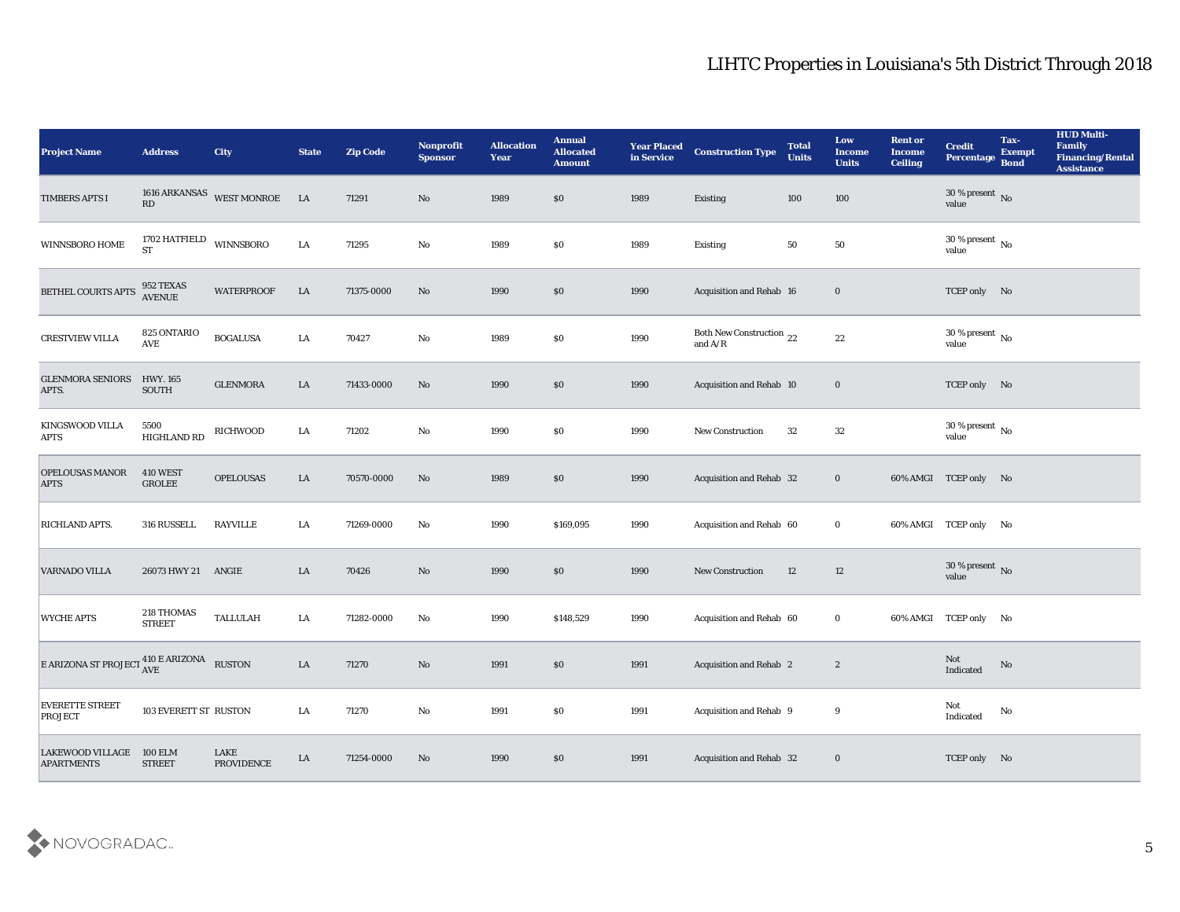# LIHTC Properties in Louisiana's 5th District Through 2018

| Project Name | Address | City | State | Zip Code | Nonprofit Sponsor | Allocation Year | Annual Allocated Amount | Year Placed in Service | Construction Type | Total Units | Low Income Units | Rent or Income Ceiling | Credit Percentage | Tax-Exempt Bond | HUD Multi-Family Financing/Rental Assistance |
|---|---|---|---|---|---|---|---|---|---|---|---|---|---|---|---|
| TIMBERS APTS I | 1616 ARKANSAS RD | WEST MONROE | LA | 71291 | No | 1989 | $0 | 1989 | Existing | 100 | 100 | | 30 % present value | No | |
| WINNSBORO HOME | 1702 HATFIELD ST | WINNSBORO | LA | 71295 | No | 1989 | $0 | 1989 | Existing | 50 | 50 | | 30 % present value | No | |
| BETHEL COURTS APTS | 952 TEXAS AVENUE | WATERPROOF | LA | 71375-0000 | No | 1990 | $0 | 1990 | Acquisition and Rehab | 16 | 0 | | TCEP only | No | |
| CRESTVIEW VILLA | 825 ONTARIO AVE | BOGALUSA | LA | 70427 | No | 1989 | $0 | 1990 | Both New Construction and A/R | 22 | 22 | | 30 % present value | No | |
| GLENMORA SENIORS APTS. | HWY. 165 SOUTH | GLENMORA | LA | 71433-0000 | No | 1990 | $0 | 1990 | Acquisition and Rehab | 10 | 0 | | TCEP only | No | |
| KINGSWOOD VILLA APTS | 5500 HIGHLAND RD | RICHWOOD | LA | 71202 | No | 1990 | $0 | 1990 | New Construction | 32 | 32 | | 30 % present value | No | |
| OPELOUSAS MANOR APTS | 410 WEST GROLEE | OPELOUSAS | LA | 70570-0000 | No | 1989 | $0 | 1990 | Acquisition and Rehab | 32 | 0 | 60% AMGI | TCEP only | No | |
| RICHLAND APTS. | 316 RUSSELL | RAYVILLE | LA | 71269-0000 | No | 1990 | $169,095 | 1990 | Acquisition and Rehab | 60 | 0 | 60% AMGI | TCEP only | No | |
| VARNADO VILLA | 26073 HWY 21 | ANGIE | LA | 70426 | No | 1990 | $0 | 1990 | New Construction | 12 | 12 | | 30 % present value | No | |
| WYCHE APTS | 218 THOMAS STREET | TALLULAH | LA | 71282-0000 | No | 1990 | $148,529 | 1990 | Acquisition and Rehab | 60 | 0 | 60% AMGI | TCEP only | No | |
| E ARIZONA ST PROJECT | 410 E ARIZONA AVE | RUSTON | LA | 71270 | No | 1991 | $0 | 1991 | Acquisition and Rehab | 2 | 2 | | Not Indicated | No | |
| EVERETTE STREET PROJECT | 103 EVERETT ST | RUSTON | LA | 71270 | No | 1991 | $0 | 1991 | Acquisition and Rehab | 9 | 9 | | Not Indicated | No | |
| LAKEWOOD VILLAGE APARTMENTS | 100 ELM STREET | LAKE PROVIDENCE | LA | 71254-0000 | No | 1990 | $0 | 1991 | Acquisition and Rehab | 32 | 0 | | TCEP only | No | |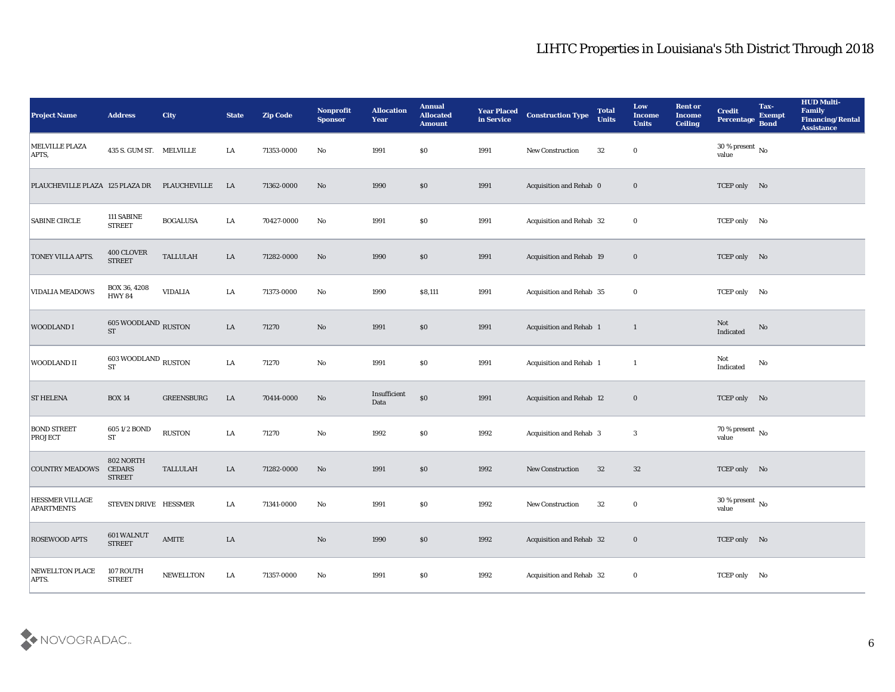# LIHTC Properties in Louisiana's 5th District Through 2018

| Project Name | Address | City | State | Zip Code | Nonprofit Sponsor | Allocation Year | Annual Allocated Amount | Year Placed in Service | Construction Type | Total Units | Low Income Units | Rent or Income Ceiling | Credit Percentage | Tax-Exempt Bond | HUD Multi-Family Financing/Rental Assistance |
|---|---|---|---|---|---|---|---|---|---|---|---|---|---|---|---|
| MELVILLE PLAZA APTS, | 435 S. GUM ST. | MELVILLE | LA | 71353-0000 | No | 1991 | $0 | 1991 | New Construction | 32 | 0 | | 30 % present value | No | |
| PLAUCHEVILLE PLAZA | 125 PLAZA DR | PLAUCHEVILLE | LA | 71362-0000 | No | 1990 | $0 | 1991 | Acquisition and Rehab | 0 | 0 | | TCEP only | No | |
| SABINE CIRCLE | 111 SABINE STREET | BOGALUSA | LA | 70427-0000 | No | 1991 | $0 | 1991 | Acquisition and Rehab | 32 | 0 | | TCEP only | No | |
| TONEY VILLA APTS. | 400 CLOVER STREET | TALLULAH | LA | 71282-0000 | No | 1990 | $0 | 1991 | Acquisition and Rehab | 19 | 0 | | TCEP only | No | |
| VIDALIA MEADOWS | BOX 36, 4208 HWY 84 | VIDALIA | LA | 71373-0000 | No | 1990 | $8,111 | 1991 | Acquisition and Rehab | 35 | 0 | | TCEP only | No | |
| WOODLAND I | 605 WOODLAND ST | RUSTON | LA | 71270 | No | 1991 | $0 | 1991 | Acquisition and Rehab | 1 | 1 | | Not Indicated | No | |
| WOODLAND II | 603 WOODLAND ST | RUSTON | LA | 71270 | No | 1991 | $0 | 1991 | Acquisition and Rehab | 1 | 1 | | Not Indicated | No | |
| ST HELENA | BOX 14 | GREENSBURG | LA | 70414-0000 | No | Insufficient Data | $0 | 1991 | Acquisition and Rehab | 12 | 0 | | TCEP only | No | |
| BOND STREET PROJECT | 605 1/2 BOND ST | RUSTON | LA | 71270 | No | 1992 | $0 | 1992 | Acquisition and Rehab | 3 | 3 | | 70 % present value | No | |
| COUNTRY MEADOWS | 802 NORTH CEDARS STREET | TALLULAH | LA | 71282-0000 | No | 1991 | $0 | 1992 | New Construction | 32 | 32 | | TCEP only | No | |
| HESSMER VILLAGE APARTMENTS | STEVEN DRIVE | HESSMER | LA | 71341-0000 | No | 1991 | $0 | 1992 | New Construction | 32 | 0 | | 30 % present value | No | |
| ROSEWOOD APTS | 601 WALNUT STREET | AMITE | LA | | No | 1990 | $0 | 1992 | Acquisition and Rehab | 32 | 0 | | TCEP only | No | |
| NEWELLTON PLACE APTS. | 107 ROUTH STREET | NEWELLTON | LA | 71357-0000 | No | 1991 | $0 | 1992 | Acquisition and Rehab | 32 | 0 | | TCEP only | No | |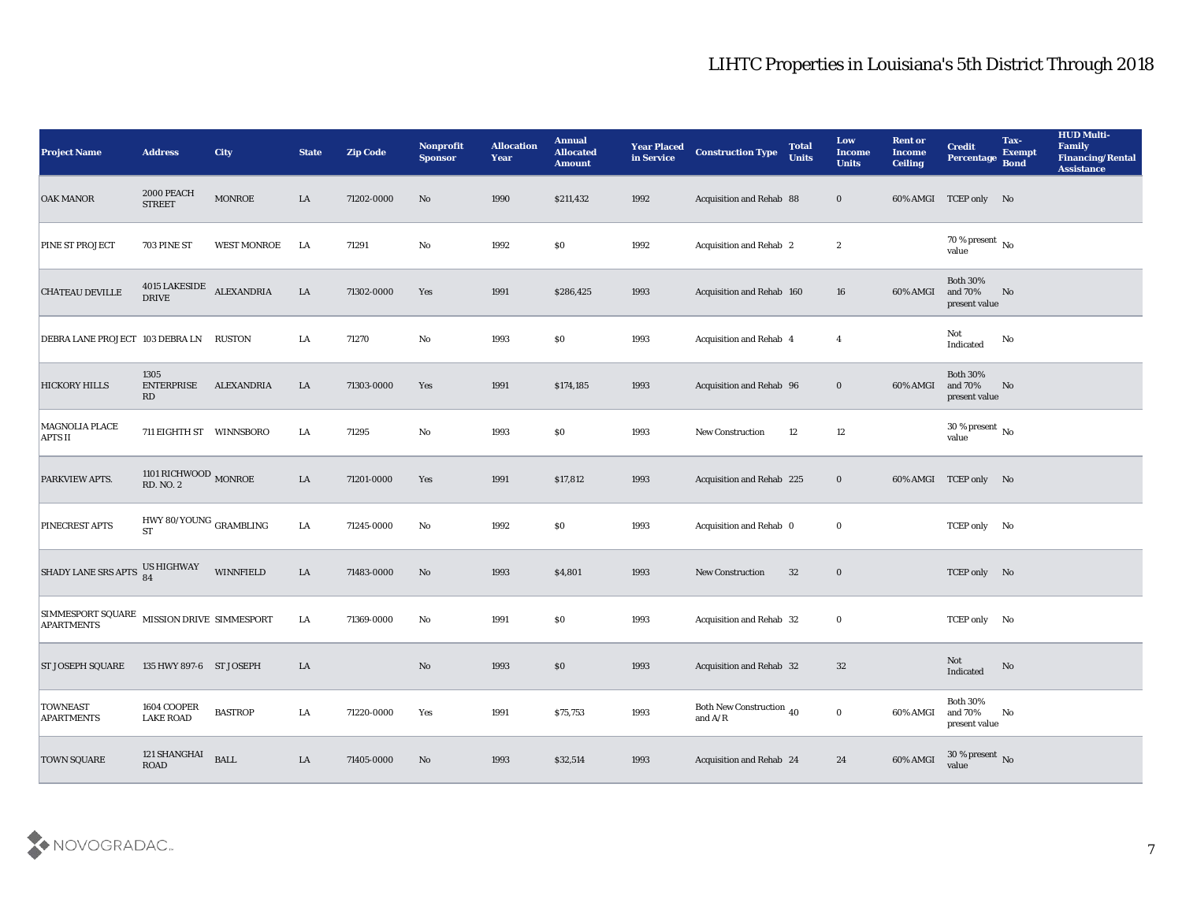# LIHTC Properties in Louisiana's 5th District Through 2018

| Project Name | Address | City | State | Zip Code | Nonprofit Sponsor | Allocation Year | Annual Allocated Amount | Year Placed in Service | Construction Type | Total Units | Low Income Units | Rent or Income Ceiling | Credit Percentage | Tax-Exempt Bond | HUD Multi-Family Financing/Rental Assistance |
|---|---|---|---|---|---|---|---|---|---|---|---|---|---|---|---|
| OAK MANOR | 2000 PEACH STREET | MONROE | LA | 71202-0000 | No | 1990 | $211,432 | 1992 | Acquisition and Rehab | 88 | 0 | 60% AMGI | TCEP only | No | |
| PINE ST PROJECT | 703 PINE ST | WEST MONROE | LA | 71291 | No | 1992 | $0 | 1992 | Acquisition and Rehab | 2 | 2 | | 70 % present value | No | |
| CHATEAU DEVILLE | 4015 LAKESIDE DRIVE | ALEXANDRIA | LA | 71302-0000 | Yes | 1991 | $286,425 | 1993 | Acquisition and Rehab | 160 | 16 | 60% AMGI | Both 30% and 70% present value | No | |
| DEBRA LANE PROJECT | 103 DEBRA LN | RUSTON | LA | 71270 | No | 1993 | $0 | 1993 | Acquisition and Rehab | 4 | 4 | | Not Indicated | No | |
| HICKORY HILLS | 1305 ENTERPRISE RD | ALEXANDRIA | LA | 71303-0000 | Yes | 1991 | $174,185 | 1993 | Acquisition and Rehab | 96 | 0 | 60% AMGI | Both 30% and 70% present value | No | |
| MAGNOLIA PLACE APTS II | 711 EIGHTH ST | WINNSBORO | LA | 71295 | No | 1993 | $0 | 1993 | New Construction | 12 | 12 | | 30 % present value | No | |
| PARKVIEW APTS. | 1101 RICHWOOD RD. NO. 2 | MONROE | LA | 71201-0000 | Yes | 1991 | $17,812 | 1993 | Acquisition and Rehab | 225 | 0 | 60% AMGI | TCEP only | No | |
| PINECREST APTS | HWY 80/YOUNG ST | GRAMBLING | LA | 71245-0000 | No | 1992 | $0 | 1993 | Acquisition and Rehab | 0 | 0 | | TCEP only | No | |
| SHADY LANE SRS APTS | US HIGHWAY 84 | WINNFIELD | LA | 71483-0000 | No | 1993 | $4,801 | 1993 | New Construction | 32 | 0 | | TCEP only | No | |
| SIMMESPORT SQUARE APARTMENTS | MISSION DRIVE | SIMMESPORT | LA | 71369-0000 | No | 1991 | $0 | 1993 | Acquisition and Rehab | 32 | 0 | | TCEP only | No | |
| ST JOSEPH SQUARE | 135 HWY 897-6 | ST JOSEPH | LA | | No | 1993 | $0 | 1993 | Acquisition and Rehab | 32 | 32 | | Not Indicated | No | |
| TOWNEAST APARTMENTS | 1604 COOPER LAKE ROAD | BASTROP | LA | 71220-0000 | Yes | 1991 | $75,753 | 1993 | Both New Construction and A/R | 40 | 0 | 60% AMGI | Both 30% and 70% present value | No | |
| TOWN SQUARE | 121 SHANGHAI ROAD | BALL | LA | 71405-0000 | No | 1993 | $32,514 | 1993 | Acquisition and Rehab | 24 | 24 | 60% AMGI | 30 % present value | No | |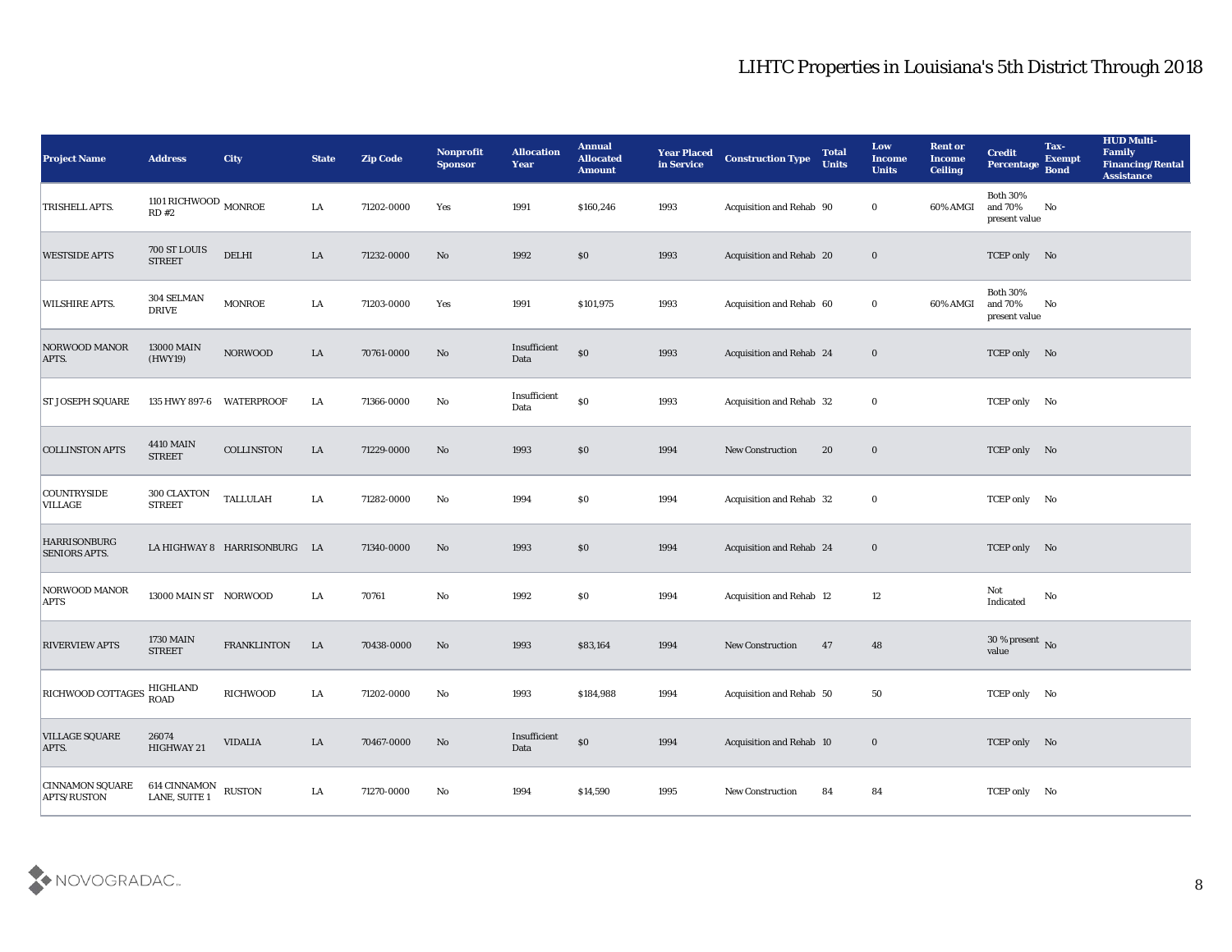# LIHTC Properties in Louisiana's 5th District Through 2018

| Project Name | Address | City | State | Zip Code | Nonprofit Sponsor | Allocation Year | Annual Allocated Amount | Year Placed in Service | Construction Type | Total Units | Low Income Units | Rent or Income Ceiling | Credit Percentage | Tax-Exempt Bond | HUD Multi-Family Financing/Rental Assistance |
|---|---|---|---|---|---|---|---|---|---|---|---|---|---|---|---|
| TRISHELL APTS. | 1101 RICHWOOD RD #2 | MONROE | LA | 71202-0000 | Yes | 1991 | $160,246 | 1993 | Acquisition and Rehab | 90 | 0 | 60% AMGI | Both 30% and 70% present value | No | |
| WESTSIDE APTS | 700 ST LOUIS STREET | DELHI | LA | 71232-0000 | No | 1992 | $0 | 1993 | Acquisition and Rehab | 20 | 0 | | TCEP only | No | |
| WILSHIRE APTS. | 304 SELMAN DRIVE | MONROE | LA | 71203-0000 | Yes | 1991 | $101,975 | 1993 | Acquisition and Rehab | 60 | 0 | 60% AMGI | Both 30% and 70% present value | No | |
| NORWOOD MANOR APTS. | 13000 MAIN (HWY19) | NORWOOD | LA | 70761-0000 | No | Insufficient Data | $0 | 1993 | Acquisition and Rehab | 24 | 0 | | TCEP only | No | |
| ST JOSEPH SQUARE | 135 HWY 897-6 | WATERPROOF | LA | 71366-0000 | No | Insufficient Data | $0 | 1993 | Acquisition and Rehab | 32 | 0 | | TCEP only | No | |
| COLLINSTON APTS | 4410 MAIN STREET | COLLINSTON | LA | 71229-0000 | No | 1993 | $0 | 1994 | New Construction | 20 | 0 | | TCEP only | No | |
| COUNTRYSIDE VILLAGE | 300 CLAXTON STREET | TALLULAH | LA | 71282-0000 | No | 1994 | $0 | 1994 | Acquisition and Rehab | 32 | 0 | | TCEP only | No | |
| HARRISONBURG SENIORS APTS. | LA HIGHWAY 8 | HARRISONBURG | LA | 71340-0000 | No | 1993 | $0 | 1994 | Acquisition and Rehab | 24 | 0 | | TCEP only | No | |
| NORWOOD MANOR APTS | 13000 MAIN ST | NORWOOD | LA | 70761 | No | 1992 | $0 | 1994 | Acquisition and Rehab | 12 | 12 | | Not Indicated | No | |
| RIVERVIEW APTS | 1730 MAIN STREET | FRANKLINTON | LA | 70438-0000 | No | 1993 | $83,164 | 1994 | New Construction | 47 | 48 | | 30 % present value | No | |
| RICHWOOD COTTAGES | HIGHLAND ROAD | RICHWOOD | LA | 71202-0000 | No | 1993 | $184,988 | 1994 | Acquisition and Rehab | 50 | 50 | | TCEP only | No | |
| VILLAGE SQUARE APTS. | 26074 HIGHWAY 21 | VIDALIA | LA | 70467-0000 | No | Insufficient Data | $0 | 1994 | Acquisition and Rehab | 10 | 0 | | TCEP only | No | |
| CINNAMON SQUARE APTS/RUSTON | 614 CINNAMON LANE, SUITE 1 | RUSTON | LA | 71270-0000 | No | 1994 | $14,590 | 1995 | New Construction | 84 | 84 | | TCEP only | No | |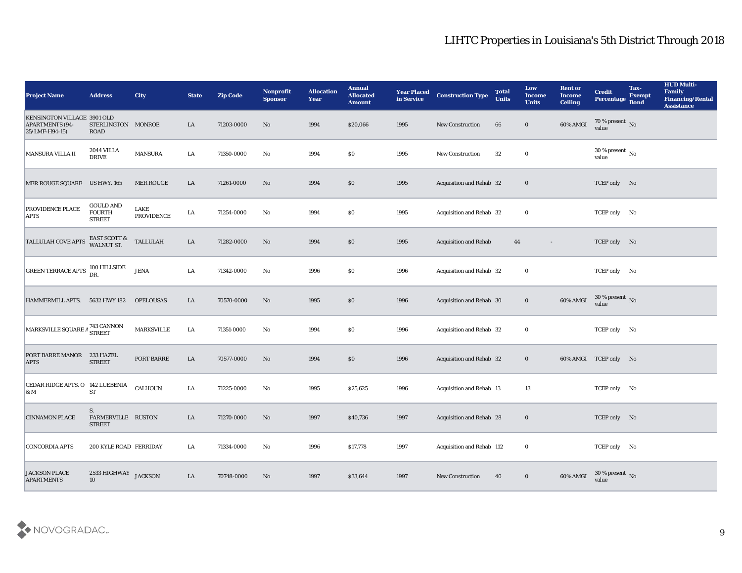# LIHTC Properties in Louisiana's 5th District Through 2018

| Project Name | Address | City | State | Zip Code | Nonprofit Sponsor | Allocation Year | Annual Allocated Amount | Year Placed in Service | Construction Type | Total Units | Low Income Units | Rent or Income Ceiling | Credit Percentage | Tax-Exempt Bond | HUD Multi-Family Financing/Rental Assistance |
|---|---|---|---|---|---|---|---|---|---|---|---|---|---|---|---|
| KENSINGTON VILLAGE APARTMENTS (94-25/LMF-H94-15) | 3901 OLD STERLINGTON ROAD | MONROE | LA | 71203-0000 | No | 1994 | $20,066 | 1995 | New Construction | 66 | 0 | 60% AMGI | 70 % present value | No | |
| MANSURA VILLA II | 2044 VILLA DRIVE | MANSURA | LA | 71350-0000 | No | 1994 | $0 | 1995 | New Construction | 32 | 0 | | 30 % present value | No | |
| MER ROUGE SQUARE | US HWY. 165 | MER ROUGE | LA | 71261-0000 | No | 1994 | $0 | 1995 | Acquisition and Rehab | 32 | 0 | | TCEP only | No | |
| PROVIDENCE PLACE APTS | GOULD AND FOURTH STREET | LAKE PROVIDENCE | LA | 71254-0000 | No | 1994 | $0 | 1995 | Acquisition and Rehab | 32 | 0 | | TCEP only | No | |
| TALLULAH COVE APTS | EAST SCOTT & WALNUT ST. | TALLULAH | LA | 71282-0000 | No | 1994 | $0 | 1995 | Acquisition and Rehab | 44 | - | | TCEP only | No | |
| GREEN TERRACE APTS | 100 HILLSIDE DR. | JENA | LA | 71342-0000 | No | 1996 | $0 | 1996 | Acquisition and Rehab | 32 | 0 | | TCEP only | No | |
| HAMMERMILL APTS. | 5632 HWY 182 | OPELOUSAS | LA | 70570-0000 | No | 1995 | $0 | 1996 | Acquisition and Rehab | 30 | 0 | 60% AMGI | 30 % present value | No | |
| MARKSVILLE SQUARE A | 743 CANNON STREET | MARKSVILLE | LA | 71351-0000 | No | 1994 | $0 | 1996 | Acquisition and Rehab | 32 | 0 | | TCEP only | No | |
| PORT BARRE MANOR APTS | 233 HAZEL STREET | PORT BARRE | LA | 70577-0000 | No | 1994 | $0 | 1996 | Acquisition and Rehab | 32 | 0 | 60% AMGI | TCEP only | No | |
| CEDAR RIDGE APTS. O & M | 142 LUEBENIA ST | CALHOUN | LA | 71225-0000 | No | 1995 | $25,625 | 1996 | Acquisition and Rehab | 13 | 13 | | TCEP only | No | |
| CINNAMON PLACE | S. FARMERVILLE STREET | RUSTON | LA | 71270-0000 | No | 1997 | $40,736 | 1997 | Acquisition and Rehab | 28 | 0 | | TCEP only | No | |
| CONCORDIA APTS | 200 KYLE ROAD | FERRIDAY | LA | 71334-0000 | No | 1996 | $17,778 | 1997 | Acquisition and Rehab | 112 | 0 | | TCEP only | No | |
| JACKSON PLACE APARTMENTS | 2533 HIGHWAY 10 | JACKSON | LA | 70748-0000 | No | 1997 | $33,644 | 1997 | New Construction | 40 | 0 | 60% AMGI | 30 % present value | No | |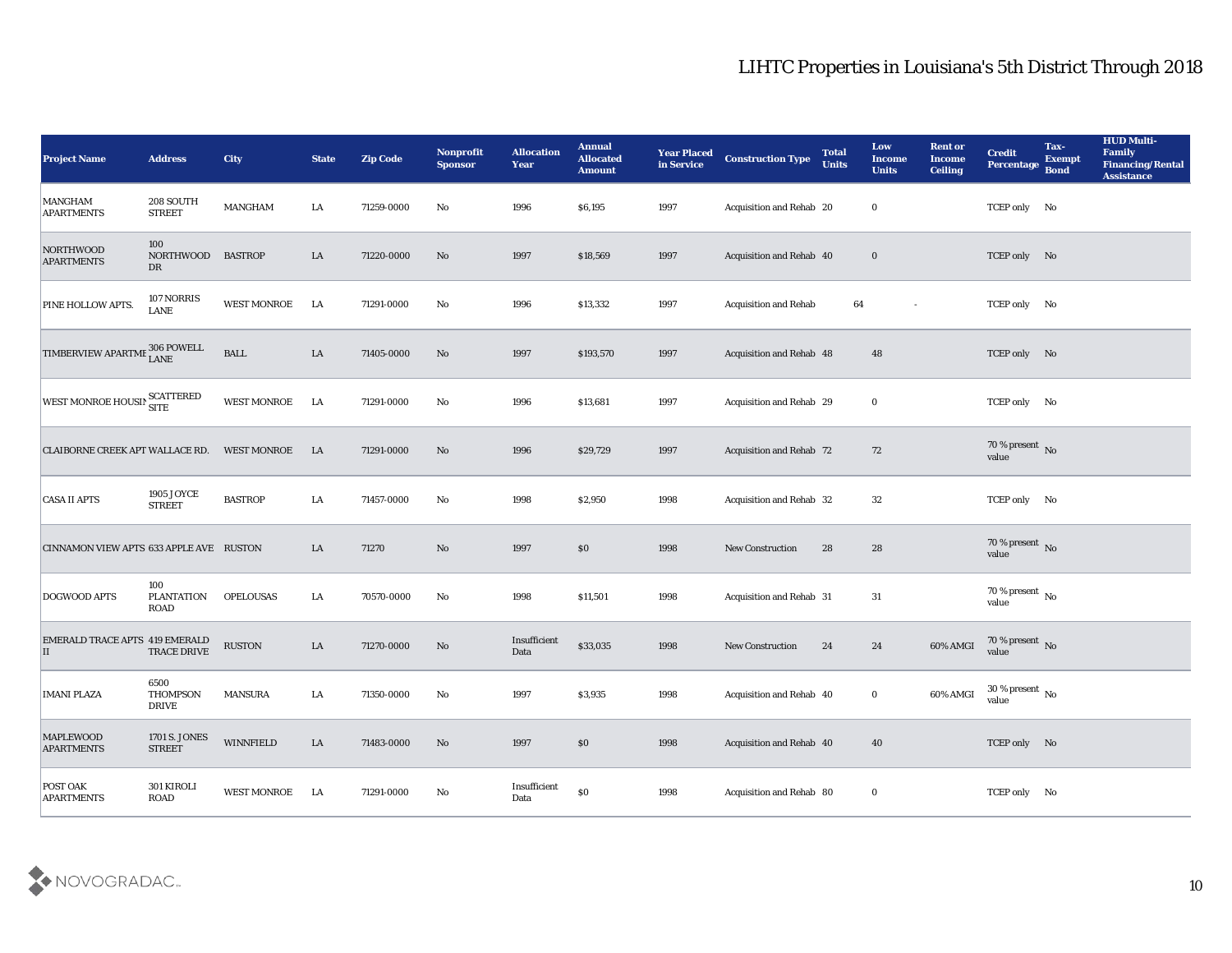# LIHTC Properties in Louisiana's 5th District Through 2018

| Project Name | Address | City | State | Zip Code | Nonprofit Sponsor | Allocation Year | Annual Allocated Amount | Year Placed in Service | Construction Type | Total Units | Low Income Units | Rent or Income Ceiling | Credit Percentage | Tax-Exempt Bond | HUD Multi-Family Financing/Rental Assistance |
|---|---|---|---|---|---|---|---|---|---|---|---|---|---|---|---|
| MANGHAM APARTMENTS | 208 SOUTH STREET | MANGHAM | LA | 71259-0000 | No | 1996 | $6,195 | 1997 | Acquisition and Rehab | 20 | 0 | | TCEP only | No | |
| NORTHWOOD APARTMENTS | 100 NORTHWOOD DR | BASTROP | LA | 71220-0000 | No | 1997 | $18,569 | 1997 | Acquisition and Rehab | 40 | 0 | | TCEP only | No | |
| PINE HOLLOW APTS. | 107 NORRIS LANE | WEST MONROE | LA | 71291-0000 | No | 1996 | $13,332 | 1997 | Acquisition and Rehab | 64 | - | | TCEP only | No | |
| TIMBERVIEW APARTME | 306 POWELL LANE | BALL | LA | 71405-0000 | No | 1997 | $193,570 | 1997 | Acquisition and Rehab | 48 | 48 | | TCEP only | No | |
| WEST MONROE HOUSIN | SCATTERED SITE | WEST MONROE | LA | 71291-0000 | No | 1996 | $13,681 | 1997 | Acquisition and Rehab | 29 | 0 | | TCEP only | No | |
| CLAIBORNE CREEK APT | WALLACE RD. | WEST MONROE | LA | 71291-0000 | No | 1996 | $29,729 | 1997 | Acquisition and Rehab | 72 | 72 | | 70 % present value | No | |
| CASA II APTS | 1905 JOYCE STREET | BASTROP | LA | 71457-0000 | No | 1998 | $2,950 | 1998 | Acquisition and Rehab | 32 | 32 | | TCEP only | No | |
| CINNAMON VIEW APTS | 633 APPLE AVE | RUSTON | LA | 71270 | No | 1997 | $0 | 1998 | New Construction | 28 | 28 | | 70 % present value | No | |
| DOGWOOD APTS | 100 PLANTATION ROAD | OPELOUSAS | LA | 70570-0000 | No | 1998 | $11,501 | 1998 | Acquisition and Rehab | 31 | 31 | | 70 % present value | No | |
| EMERALD TRACE APTS II | 419 EMERALD TRACE DRIVE | RUSTON | LA | 71270-0000 | No | Insufficient Data | $33,035 | 1998 | New Construction | 24 | 24 | 60% AMGI | 70 % present value | No | |
| IMANI PLAZA | 6500 THOMPSON DRIVE | MANSURA | LA | 71350-0000 | No | 1997 | $3,935 | 1998 | Acquisition and Rehab | 40 | 0 | 60% AMGI | 30 % present value | No | |
| MAPLEWOOD APARTMENTS | 1701 S. JONES STREET | WINNFIELD | LA | 71483-0000 | No | 1997 | $0 | 1998 | Acquisition and Rehab | 40 | 40 | | TCEP only | No | |
| POST OAK APARTMENTS | 301 KIROLI ROAD | WEST MONROE | LA | 71291-0000 | No | Insufficient Data | $0 | 1998 | Acquisition and Rehab | 80 | 0 | | TCEP only | No | |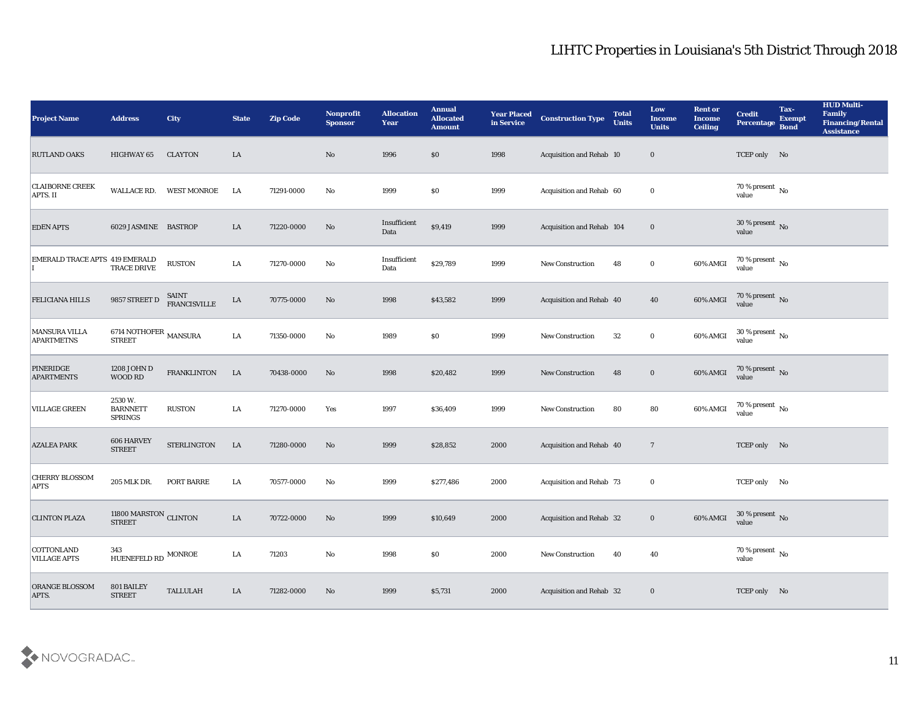# LIHTC Properties in Louisiana's 5th District Through 2018

| Project Name | Address | City | State | Zip Code | Nonprofit Sponsor | Allocation Year | Annual Allocated Amount | Year Placed in Service | Construction Type | Total Units | Low Income Units | Rent or Income Ceiling | Credit Percentage | Tax-Exempt Bond | HUD Multi-Family Financing/Rental Assistance |
|---|---|---|---|---|---|---|---|---|---|---|---|---|---|---|---|
| RUTLAND OAKS | HIGHWAY 65 | CLAYTON | LA | | No | 1996 | $0 | 1998 | Acquisition and Rehab | 10 | 0 | | TCEP only | No | |
| CLAIBORNE CREEK APTS. II | WALLACE RD. | WEST MONROE | LA | 71291-0000 | No | 1999 | $0 | 1999 | Acquisition and Rehab | 60 | 0 | | 70 % present value | No | |
| EDEN APTS | 6029 JASMINE | BASTROP | LA | 71220-0000 | No | Insufficient Data | $9,419 | 1999 | Acquisition and Rehab | 104 | 0 | | 30 % present value | No | |
| EMERALD TRACE APTS I | 419 EMERALD TRACE DRIVE | RUSTON | LA | 71270-0000 | No | Insufficient Data | $29,789 | 1999 | New Construction | 48 | 0 | 60% AMGI | 70 % present value | No | |
| FELICIANA HILLS | 9857 STREET D | SAINT FRANCISVILLE | LA | 70775-0000 | No | 1998 | $43,582 | 1999 | Acquisition and Rehab | 40 | 40 | 60% AMGI | 70 % present value | No | |
| MANSURA VILLA APARTMETNS | 6714 NOTHOFER STREET | MANSURA | LA | 71350-0000 | No | 1989 | $0 | 1999 | New Construction | 32 | 0 | 60% AMGI | 30 % present value | No | |
| PINERIDGE APARTMENTS | 1208 JOHN D WOOD RD | FRANKLINTON | LA | 70438-0000 | No | 1998 | $20,482 | 1999 | New Construction | 48 | 0 | 60% AMGI | 70 % present value | No | |
| VILLAGE GREEN | 2530 W. BARNNETT SPRINGS | RUSTON | LA | 71270-0000 | Yes | 1997 | $36,409 | 1999 | New Construction | 80 | 80 | 60% AMGI | 70 % present value | No | |
| AZALEA PARK | 606 HARVEY STREET | STERLINGTON | LA | 71280-0000 | No | 1999 | $28,852 | 2000 | Acquisition and Rehab | 40 | 7 | | TCEP only | No | |
| CHERRY BLOSSOM APTS | 205 MLK DR. | PORT BARRE | LA | 70577-0000 | No | 1999 | $277,486 | 2000 | Acquisition and Rehab | 73 | 0 | | TCEP only | No | |
| CLINTON PLAZA | 11800 MARSTON STREET | CLINTON | LA | 70722-0000 | No | 1999 | $10,649 | 2000 | Acquisition and Rehab | 32 | 0 | 60% AMGI | 30 % present value | No | |
| COTTONLAND VILLAGE APTS | 343 HUENEFELD RD | MONROE | LA | 71203 | No | 1998 | $0 | 2000 | New Construction | 40 | 40 | | 70 % present value | No | |
| ORANGE BLOSSOM APTS. | 801 BAILEY STREET | TALLULAH | LA | 71282-0000 | No | 1999 | $5,731 | 2000 | Acquisition and Rehab | 32 | 0 | | TCEP only | No | |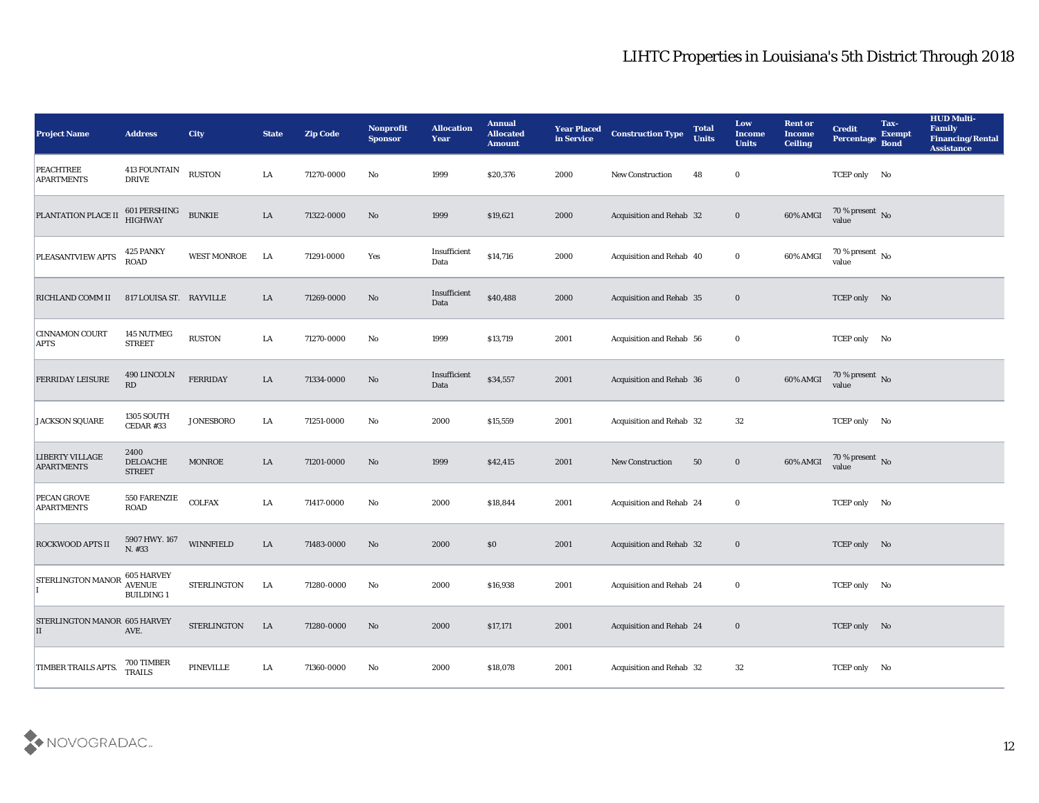# LIHTC Properties in Louisiana's 5th District Through 2018

| Project Name | Address | City | State | Zip Code | Nonprofit Sponsor | Allocation Year | Annual Allocated Amount | Year Placed in Service | Construction Type | Total Units | Low Income Units | Rent or Income Ceiling | Credit Percentage | Tax-Exempt Bond | HUD Multi-Family Financing/Rental Assistance |
|---|---|---|---|---|---|---|---|---|---|---|---|---|---|---|---|
| PEACHTREE APARTMENTS | 413 FOUNTAIN DRIVE | RUSTON | LA | 71270-0000 | No | 1999 | $20,376 | 2000 | New Construction | 48 | 0 | | TCEP only | No | |
| PLANTATION PLACE II | 601 PERSHING HIGHWAY | BUNKIE | LA | 71322-0000 | No | 1999 | $19,621 | 2000 | Acquisition and Rehab | 32 | 0 | 60% AMGI | 70 % present value | No | |
| PLEASANTVIEW APTS | 425 PANKY ROAD | WEST MONROE | LA | 71291-0000 | Yes | Insufficient Data | $14,716 | 2000 | Acquisition and Rehab | 40 | 0 | 60% AMGI | 70 % present value | No | |
| RICHLAND COMM II | 817 LOUISA ST. | RAYVILLE | LA | 71269-0000 | No | Insufficient Data | $40,488 | 2000 | Acquisition and Rehab | 35 | 0 | | TCEP only | No | |
| CINNAMON COURT APTS | 145 NUTMEG STREET | RUSTON | LA | 71270-0000 | No | 1999 | $13,719 | 2001 | Acquisition and Rehab | 56 | 0 | | TCEP only | No | |
| FERRIDAY LEISURE | 490 LINCOLN RD | FERRIDAY | LA | 71334-0000 | No | Insufficient Data | $34,557 | 2001 | Acquisition and Rehab | 36 | 0 | 60% AMGI | 70 % present value | No | |
| JACKSON SQUARE | 1305 SOUTH CEDAR #33 | JONESBORO | LA | 71251-0000 | No | 2000 | $15,559 | 2001 | Acquisition and Rehab | 32 | 32 | | TCEP only | No | |
| LIBERTY VILLAGE APARTMENTS | 2400 DELOACHE STREET | MONROE | LA | 71201-0000 | No | 1999 | $42,415 | 2001 | New Construction | 50 | 0 | 60% AMGI | 70 % present value | No | |
| PECAN GROVE APARTMENTS | 550 FARENZIE ROAD | COLFAX | LA | 71417-0000 | No | 2000 | $18,844 | 2001 | Acquisition and Rehab | 24 | 0 | | TCEP only | No | |
| ROCKWOOD APTS II | 5907 HWY. 167 N. #33 | WINNFIELD | LA | 71483-0000 | No | 2000 | $0 | 2001 | Acquisition and Rehab | 32 | 0 | | TCEP only | No | |
| STERLINGTON MANOR I | 605 HARVEY AVENUE BUILDING 1 | STERLINGTON | LA | 71280-0000 | No | 2000 | $16,938 | 2001 | Acquisition and Rehab | 24 | 0 | | TCEP only | No | |
| STERLINGTON MANOR II | 605 HARVEY AVE. | STERLINGTON | LA | 71280-0000 | No | 2000 | $17,171 | 2001 | Acquisition and Rehab | 24 | 0 | | TCEP only | No | |
| TIMBER TRAILS APTS. | 700 TIMBER TRAILS | PINEVILLE | LA | 71360-0000 | No | 2000 | $18,078 | 2001 | Acquisition and Rehab | 32 | 32 | | TCEP only | No | |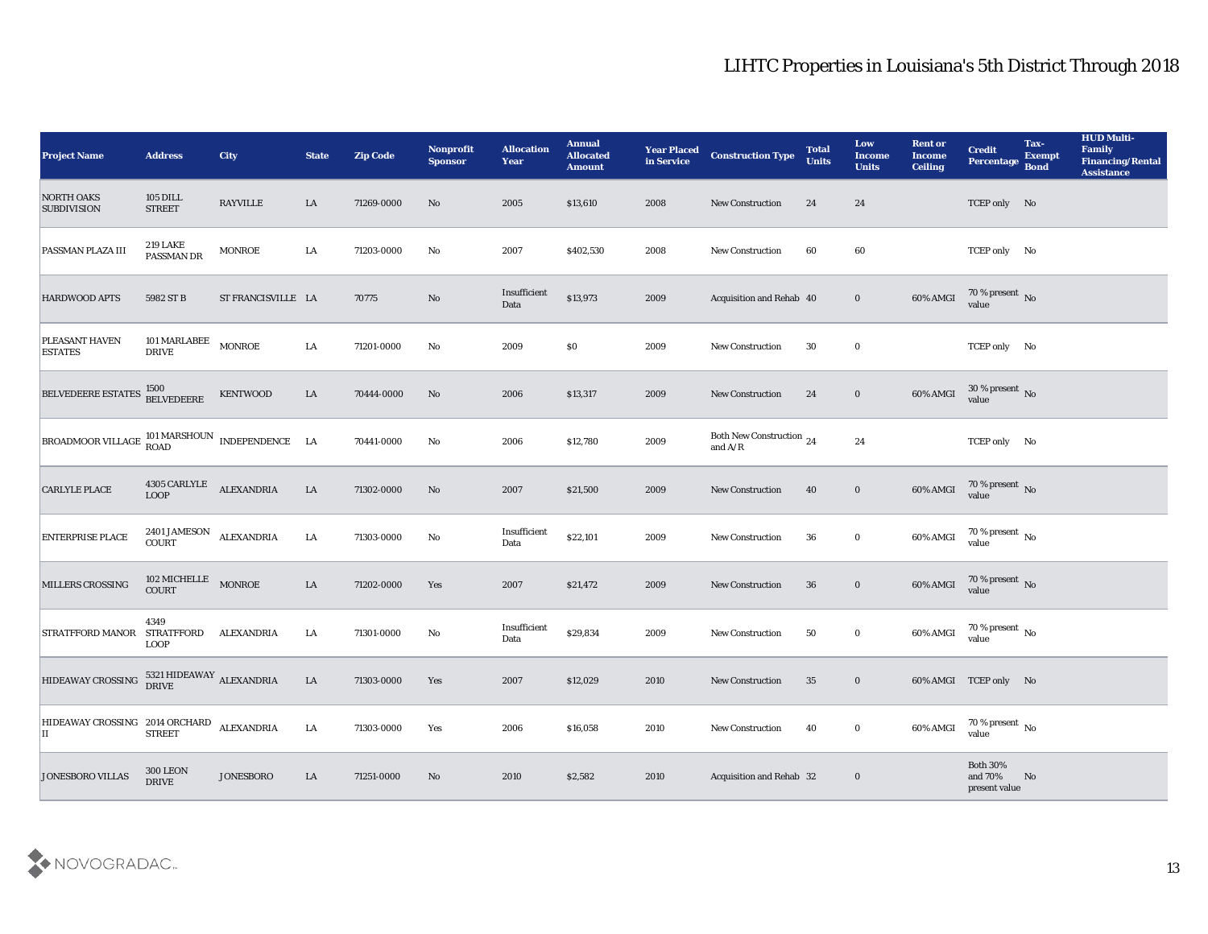# LIHTC Properties in Louisiana's 5th District Through 2018

| Project Name | Address | City | State | Zip Code | Nonprofit Sponsor | Allocation Year | Annual Allocated Amount | Year Placed in Service | Construction Type | Total Units | Low Income Units | Rent or Income Ceiling | Credit Percentage | Tax-Exempt Bond | HUD Multi-Family Financing/Rental Assistance |
|---|---|---|---|---|---|---|---|---|---|---|---|---|---|---|---|
| NORTH OAKS SUBDIVISION | 105 DILL STREET | RAYVILLE | LA | 71269-0000 | No | 2005 | $13,610 | 2008 | New Construction | 24 | 24 | | TCEP only | No | |
| PASSMAN PLAZA III | 219 LAKE PASSMAN DR | MONROE | LA | 71203-0000 | No | 2007 | $402,530 | 2008 | New Construction | 60 | 60 | | TCEP only | No | |
| HARDWOOD APTS | 5982 ST B | ST FRANCISVILLE | LA | 70775 | No | Insufficient Data | $13,973 | 2009 | Acquisition and Rehab | 40 | 0 | 60% AMGI | 70 % present value | No | |
| PLEASANT HAVEN ESTATES | 101 MARLABEE DRIVE | MONROE | LA | 71201-0000 | No | 2009 | $0 | 2009 | New Construction | 30 | 0 | | TCEP only | No | |
| BELVEDEERE ESTATES | 1500 BELVEDEERE | KENTWOOD | LA | 70444-0000 | No | 2006 | $13,317 | 2009 | New Construction | 24 | 0 | 60% AMGI | 30 % present value | No | |
| BROADMOOR VILLAGE | 101 MARSHOUN ROAD | INDEPENDENCE | LA | 70441-0000 | No | 2006 | $12,780 | 2009 | Both New Construction and A/R | 24 | 24 | | TCEP only | No | |
| CARLYLE PLACE | 4305 CARLYLE LOOP | ALEXANDRIA | LA | 71302-0000 | No | 2007 | $21,500 | 2009 | New Construction | 40 | 0 | 60% AMGI | 70 % present value | No | |
| ENTERPRISE PLACE | 2401 JAMESON COURT | ALEXANDRIA | LA | 71303-0000 | No | Insufficient Data | $22,101 | 2009 | New Construction | 36 | 0 | 60% AMGI | 70 % present value | No | |
| MILLERS CROSSING | 102 MICHELLE COURT | MONROE | LA | 71202-0000 | Yes | 2007 | $21,472 | 2009 | New Construction | 36 | 0 | 60% AMGI | 70 % present value | No | |
| STRATFFORD MANOR | 4349 STRATFFORD LOOP | ALEXANDRIA | LA | 71301-0000 | No | Insufficient Data | $29,834 | 2009 | New Construction | 50 | 0 | 60% AMGI | 70 % present value | No | |
| HIDEAWAY CROSSING | 5321 HIDEAWAY DRIVE | ALEXANDRIA | LA | 71303-0000 | Yes | 2007 | $12,029 | 2010 | New Construction | 35 | 0 | 60% AMGI | TCEP only | No | |
| HIDEAWAY CROSSING II | 2014 ORCHARD STREET | ALEXANDRIA | LA | 71303-0000 | Yes | 2006 | $16,058 | 2010 | New Construction | 40 | 0 | 60% AMGI | 70 % present value | No | |
| JONESBORO VILLAS | 300 LEON DRIVE | JONESBORO | LA | 71251-0000 | No | 2010 | $2,582 | 2010 | Acquisition and Rehab | 32 | 0 | | Both 30% and 70% present value | No | |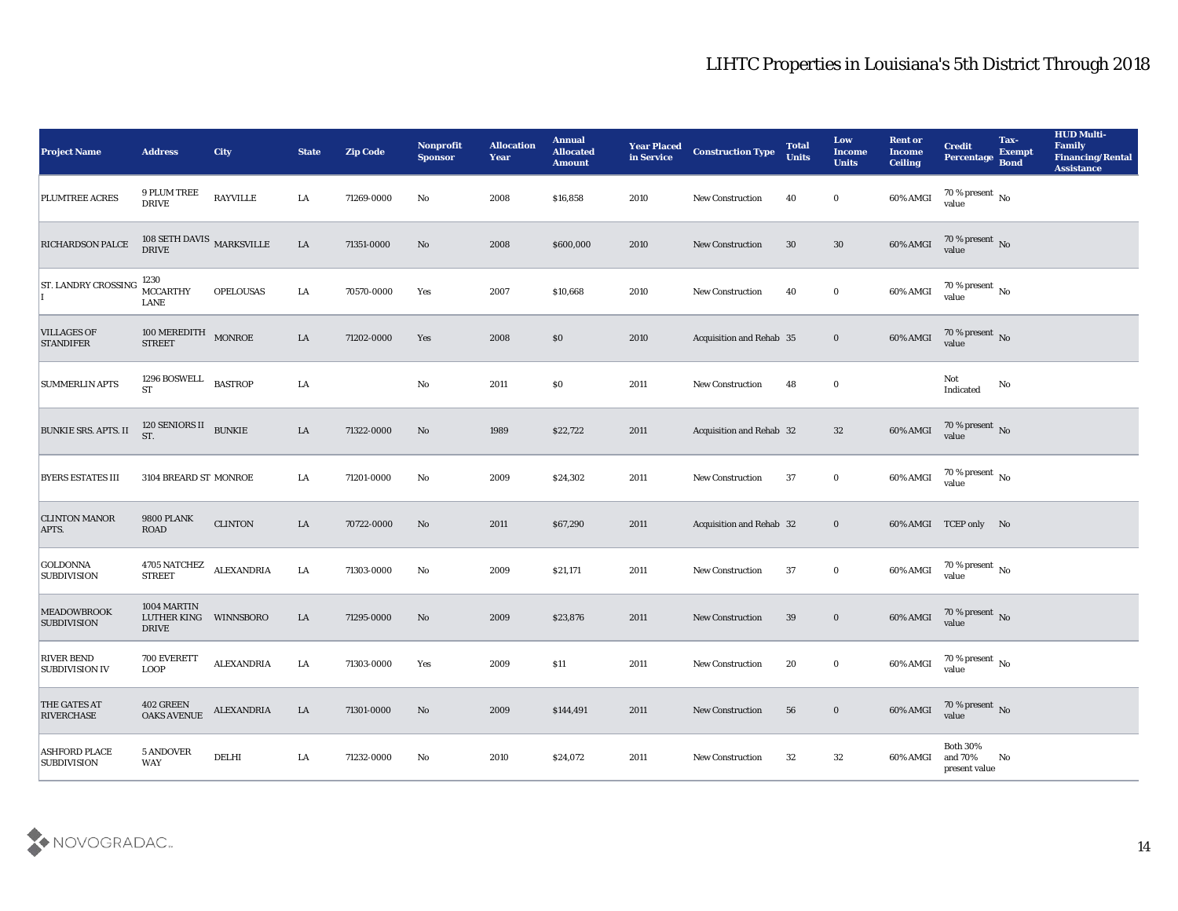# LIHTC Properties in Louisiana's 5th District Through 2018

| Project Name | Address | City | State | Zip Code | Nonprofit Sponsor | Allocation Year | Annual Allocated Amount | Year Placed in Service | Construction Type | Total Units | Low Income Units | Rent or Income Ceiling | Credit Percentage | Tax-Exempt Bond | HUD Multi-Family Financing/Rental Assistance |
|---|---|---|---|---|---|---|---|---|---|---|---|---|---|---|---|
| PLUMTREE ACRES | 9 PLUM TREE DRIVE | RAYVILLE | LA | 71269-0000 | No | 2008 | $16,858 | 2010 | New Construction | 40 | 0 | 60% AMGI | 70 % present value | No | |
| RICHARDSON PALCE | 108 SETH DAVIS DRIVE | MARKSVILLE | LA | 71351-0000 | No | 2008 | $600,000 | 2010 | New Construction | 30 | 30 | 60% AMGI | 70 % present value | No | |
| ST. LANDRY CROSSING I | 1230 MCCARTHY LANE | OPELOUSAS | LA | 70570-0000 | Yes | 2007 | $10,668 | 2010 | New Construction | 40 | 0 | 60% AMGI | 70 % present value | No | |
| VILLAGES OF STANDIFER | 100 MEREDITH STREET | MONROE | LA | 71202-0000 | Yes | 2008 | $0 | 2010 | Acquisition and Rehab | 35 | 0 | 60% AMGI | 70 % present value | No | |
| SUMMERLIN APTS | 1296 BOSWELL ST | BASTROP | LA | | No | 2011 | $0 | 2011 | New Construction | 48 | 0 | | Not Indicated | No | |
| BUNKIE SRS. APTS. II | 120 SENIORS II ST. | BUNKIE | LA | 71322-0000 | No | 1989 | $22,722 | 2011 | Acquisition and Rehab | 32 | 32 | 60% AMGI | 70 % present value | No | |
| BYERS ESTATES III | 3104 BREARD ST | MONROE | LA | 71201-0000 | No | 2009 | $24,302 | 2011 | New Construction | 37 | 0 | 60% AMGI | 70 % present value | No | |
| CLINTON MANOR APTS. | 9800 PLANK ROAD | CLINTON | LA | 70722-0000 | No | 2011 | $67,290 | 2011 | Acquisition and Rehab | 32 | 0 | 60% AMGI | TCEP only | No | |
| GOLDONNA SUBDIVISION | 4705 NATCHEZ STREET | ALEXANDRIA | LA | 71303-0000 | No | 2009 | $21,171 | 2011 | New Construction | 37 | 0 | 60% AMGI | 70 % present value | No | |
| MEADOWBROOK SUBDIVISION | 1004 MARTIN LUTHER KING DRIVE | WINNSBORO | LA | 71295-0000 | No | 2009 | $23,876 | 2011 | New Construction | 39 | 0 | 60% AMGI | 70 % present value | No | |
| RIVER BEND SUBDIVISION IV | 700 EVERETT LOOP | ALEXANDRIA | LA | 71303-0000 | Yes | 2009 | $11 | 2011 | New Construction | 20 | 0 | 60% AMGI | 70 % present value | No | |
| THE GATES AT RIVERCHASE | 402 GREEN OAKS AVENUE | ALEXANDRIA | LA | 71301-0000 | No | 2009 | $144,491 | 2011 | New Construction | 56 | 0 | 60% AMGI | 70 % present value | No | |
| ASHFORD PLACE SUBDIVISION | 5 ANDOVER WAY | DELHI | LA | 71232-0000 | No | 2010 | $24,072 | 2011 | New Construction | 32 | 32 | 60% AMGI | Both 30% and 70% present value | No | |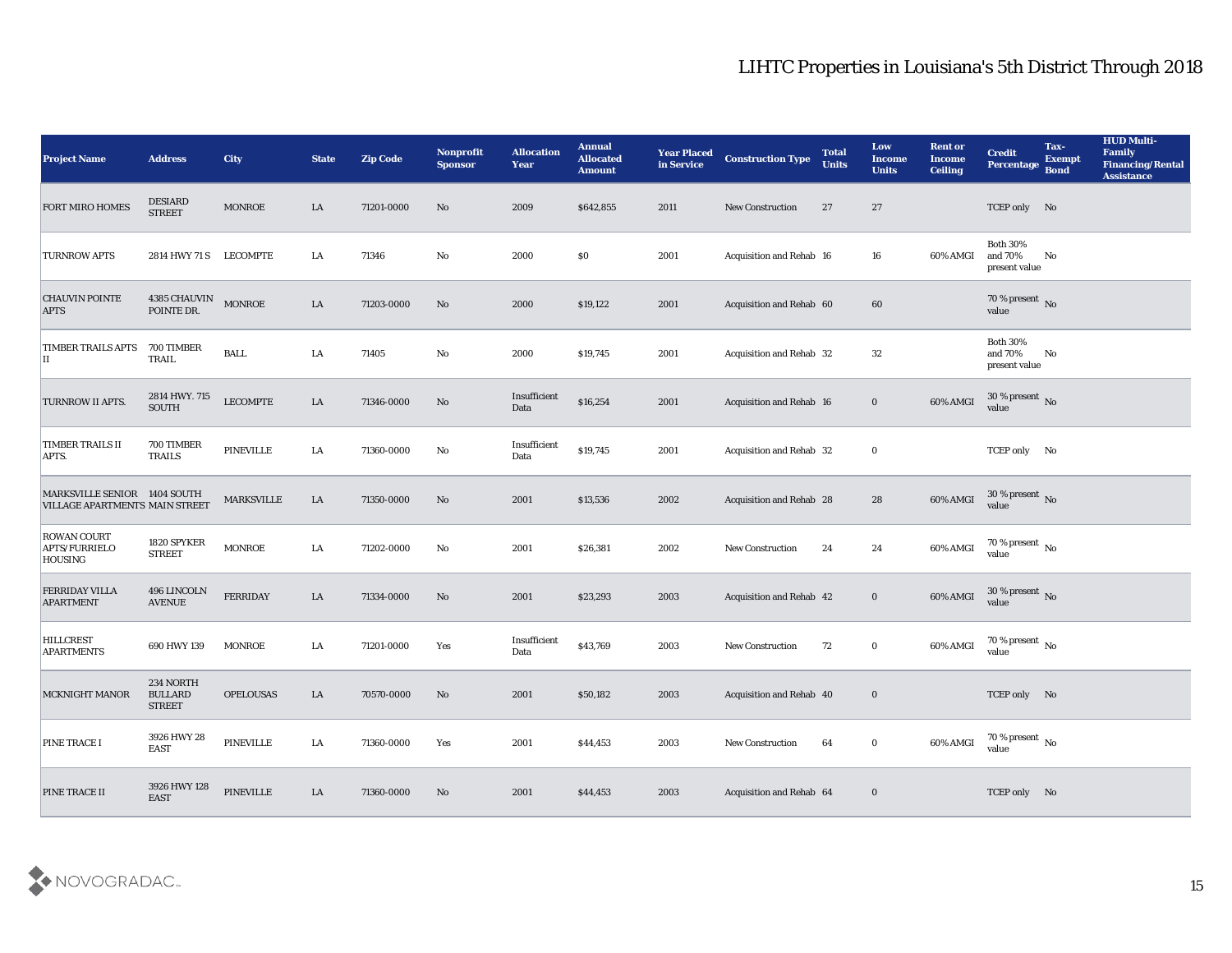# LIHTC Properties in Louisiana's 5th District Through 2018

| Project Name | Address | City | State | Zip Code | Nonprofit Sponsor | Allocation Year | Annual Allocated Amount | Year Placed in Service | Construction Type | Total Units | Low Income Units | Rent or Income Ceiling | Credit Percentage | Tax-Exempt Bond | HUD Multi-Family Financing/Rental Assistance |
|---|---|---|---|---|---|---|---|---|---|---|---|---|---|---|---|
| FORT MIRO HOMES | DESIARD STREET | MONROE | LA | 71201-0000 | No | 2009 | $642,855 | 2011 | New Construction | 27 | 27 | | TCEP only | No | |
| TURNROW APTS | 2814 HWY 71 S | LECOMPTE | LA | 71346 | No | 2000 | $0 | 2001 | Acquisition and Rehab | 16 | 16 | 60% AMGI | Both 30% and 70% present value | No | |
| CHAUVIN POINTE APTS | 4385 CHAUVIN POINTE DR. | MONROE | LA | 71203-0000 | No | 2000 | $19,122 | 2001 | Acquisition and Rehab | 60 | 60 | | 70 % present value | No | |
| TIMBER TRAILS APTS II | 700 TIMBER TRAIL | BALL | LA | 71405 | No | 2000 | $19,745 | 2001 | Acquisition and Rehab | 32 | 32 | | Both 30% and 70% present value | No | |
| TURNROW II APTS. | 2814 HWY. 715 SOUTH | LECOMPTE | LA | 71346-0000 | No | Insufficient Data | $16,254 | 2001 | Acquisition and Rehab | 16 | 0 | 60% AMGI | 30 % present value | No | |
| TIMBER TRAILS II APTS. | 700 TIMBER TRAILS | PINEVILLE | LA | 71360-0000 | No | Insufficient Data | $19,745 | 2001 | Acquisition and Rehab | 32 | 0 | | TCEP only | No | |
| MARKSVILLE SENIOR VILLAGE APARTMENTS | 1404 SOUTH MAIN STREET | MARKSVILLE | LA | 71350-0000 | No | 2001 | $13,536 | 2002 | Acquisition and Rehab | 28 | 28 | 60% AMGI | 30 % present value | No | |
| ROWAN COURT APTS/FURRIELO HOUSING | 1820 SPYKER STREET | MONROE | LA | 71202-0000 | No | 2001 | $26,381 | 2002 | New Construction | 24 | 24 | 60% AMGI | 70 % present value | No | |
| FERRIDAY VILLA APARTMENT | 496 LINCOLN AVENUE | FERRIDAY | LA | 71334-0000 | No | 2001 | $23,293 | 2003 | Acquisition and Rehab | 42 | 0 | 60% AMGI | 30 % present value | No | |
| HILLCREST APARTMENTS | 690 HWY 139 | MONROE | LA | 71201-0000 | Yes | Insufficient Data | $43,769 | 2003 | New Construction | 72 | 0 | 60% AMGI | 70 % present value | No | |
| MCKNIGHT MANOR | 234 NORTH BULLARD STREET | OPELOUSAS | LA | 70570-0000 | No | 2001 | $50,182 | 2003 | Acquisition and Rehab | 40 | 0 | | TCEP only | No | |
| PINE TRACE I | 3926 HWY 28 EAST | PINEVILLE | LA | 71360-0000 | Yes | 2001 | $44,453 | 2003 | New Construction | 64 | 0 | 60% AMGI | 70 % present value | No | |
| PINE TRACE II | 3926 HWY 128 EAST | PINEVILLE | LA | 71360-0000 | No | 2001 | $44,453 | 2003 | Acquisition and Rehab | 64 | 0 | | TCEP only | No | |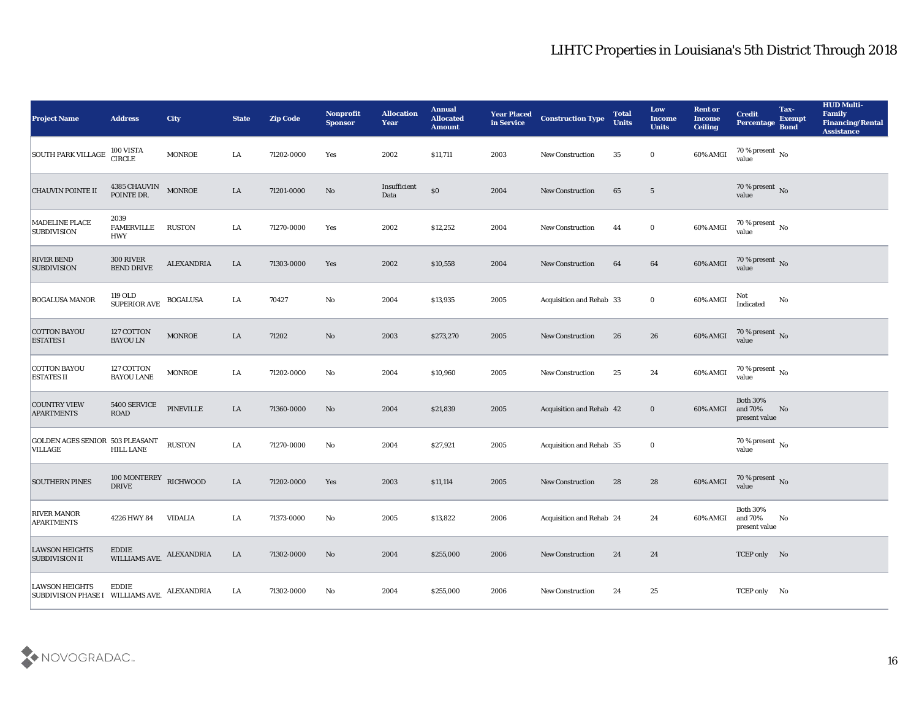# LIHTC Properties in Louisiana's 5th District Through 2018

| Project Name | Address | City | State | Zip Code | Nonprofit Sponsor | Allocation Year | Annual Allocated Amount | Year Placed in Service | Construction Type | Total Units | Low Income Units | Rent or Income Ceiling | Credit Percentage | Tax-Exempt Bond | HUD Multi-Family Financing/Rental Assistance |
|---|---|---|---|---|---|---|---|---|---|---|---|---|---|---|---|
| SOUTH PARK VILLAGE | 100 VISTA CIRCLE | MONROE | LA | 71202-0000 | Yes | 2002 | $11,711 | 2003 | New Construction | 35 | 0 | 60% AMGI | 70 % present value | No | |
| CHAUVIN POINTE II | 4385 CHAUVIN POINTE DR. | MONROE | LA | 71201-0000 | No | Insufficient Data | $0 | 2004 | New Construction | 65 | 5 | | 70 % present value | No | |
| MADELINE PLACE SUBDIVISION | 2039 FAMERVILLE HWY | RUSTON | LA | 71270-0000 | Yes | 2002 | $12,252 | 2004 | New Construction | 44 | 0 | 60% AMGI | 70 % present value | No | |
| RIVER BEND SUBDIVISION | 300 RIVER BEND DRIVE | ALEXANDRIA | LA | 71303-0000 | Yes | 2002 | $10,558 | 2004 | New Construction | 64 | 64 | 60% AMGI | 70 % present value | No | |
| BOGALUSA MANOR | 119 OLD SUPERIOR AVE | BOGALUSA | LA | 70427 | No | 2004 | $13,935 | 2005 | Acquisition and Rehab | 33 | 0 | 60% AMGI | Not Indicated | No | |
| COTTON BAYOU ESTATES I | 127 COTTON BAYOU LN | MONROE | LA | 71202 | No | 2003 | $273,270 | 2005 | New Construction | 26 | 26 | 60% AMGI | 70 % present value | No | |
| COTTON BAYOU ESTATES II | 127 COTTON BAYOU LANE | MONROE | LA | 71202-0000 | No | 2004 | $10,960 | 2005 | New Construction | 25 | 24 | 60% AMGI | 70 % present value | No | |
| COUNTRY VIEW APARTMENTS | 5400 SERVICE ROAD | PINEVILLE | LA | 71360-0000 | No | 2004 | $21,839 | 2005 | Acquisition and Rehab | 42 | 0 | 60% AMGI | Both 30% and 70% present value | No | |
| GOLDEN AGES SENIOR VILLAGE | 503 PLEASANT HILL LANE | RUSTON | LA | 71270-0000 | No | 2004 | $27,921 | 2005 | Acquisition and Rehab | 35 | 0 | | 70 % present value | No | |
| SOUTHERN PINES | 100 MONTEREY DRIVE | RICHWOOD | LA | 71202-0000 | Yes | 2003 | $11,114 | 2005 | New Construction | 28 | 28 | 60% AMGI | 70 % present value | No | |
| RIVER MANOR APARTMENTS | 4226 HWY 84 | VIDALIA | LA | 71373-0000 | No | 2005 | $13,822 | 2006 | Acquisition and Rehab | 24 | 24 | 60% AMGI | Both 30% and 70% present value | No | |
| LAWSON HEIGHTS SUBDIVISION II | EDDIE WILLIAMS AVE. | ALEXANDRIA | LA | 71302-0000 | No | 2004 | $255,000 | 2006 | New Construction | 24 | 24 | | TCEP only | No | |
| LAWSON HEIGHTS SUBDIVISION PHASE I | EDDIE WILLIAMS AVE. | ALEXANDRIA | LA | 71302-0000 | No | 2004 | $255,000 | 2006 | New Construction | 24 | 25 | | TCEP only | No | |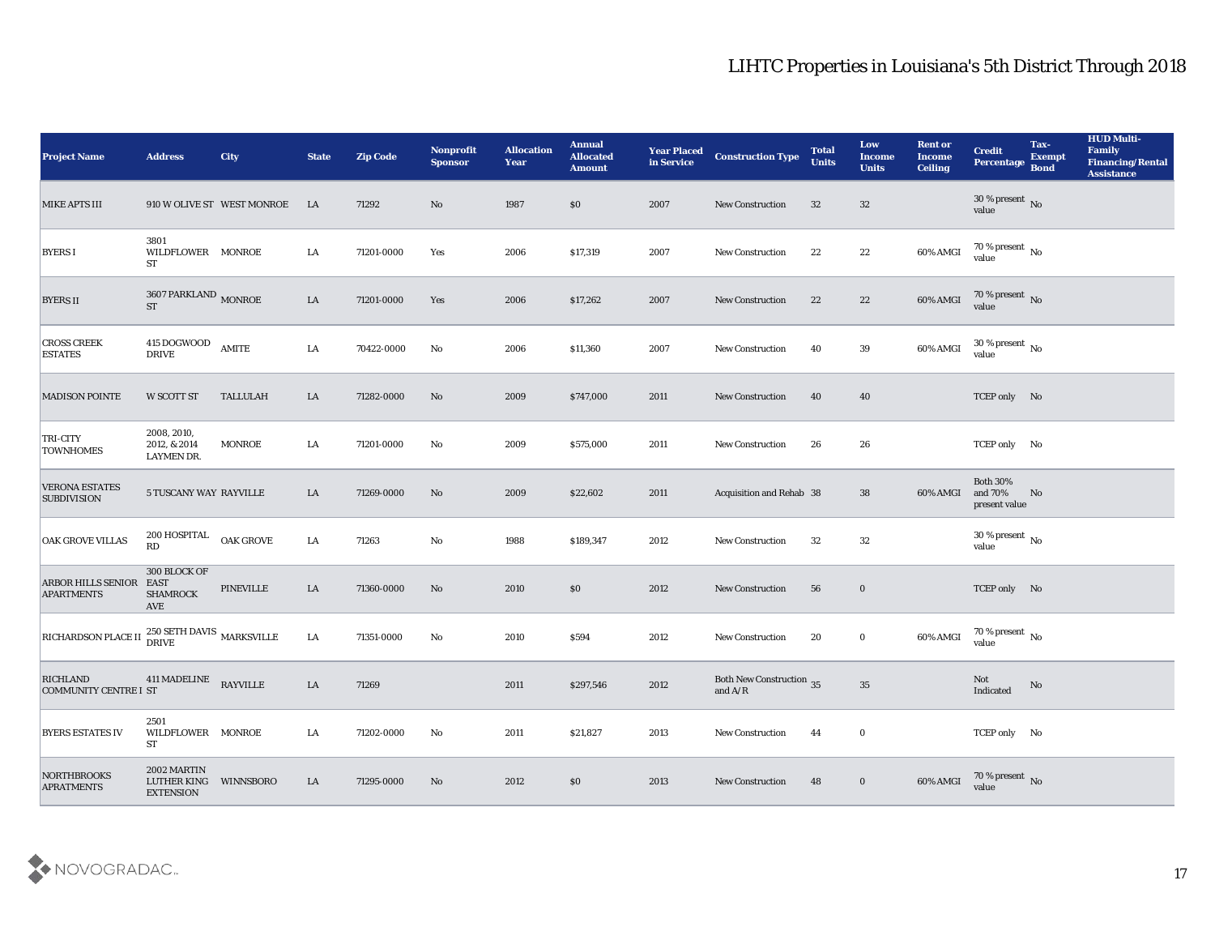# LIHTC Properties in Louisiana's 5th District Through 2018

| Project Name | Address | City | State | Zip Code | Nonprofit Sponsor | Allocation Year | Annual Allocated Amount | Year Placed in Service | Construction Type | Total Units | Low Income Units | Rent or Income Ceiling | Credit Percentage | Tax-Exempt Bond | HUD Multi-Family Financing/Rental Assistance |
|---|---|---|---|---|---|---|---|---|---|---|---|---|---|---|---|
| MIKE APTS III | 910 W OLIVE ST | WEST MONROE | LA | 71292 | No | 1987 | $0 | 2007 | New Construction | 32 | 32 | | 30 % present value | No | |
| BYERS I | 3801 WILDFLOWER ST | MONROE | LA | 71201-0000 | Yes | 2006 | $17,319 | 2007 | New Construction | 22 | 22 | 60% AMGI | 70 % present value | No | |
| BYERS II | 3607 PARKLAND ST | MONROE | LA | 71201-0000 | Yes | 2006 | $17,262 | 2007 | New Construction | 22 | 22 | 60% AMGI | 70 % present value | No | |
| CROSS CREEK ESTATES | 415 DOGWOOD DRIVE | AMITE | LA | 70422-0000 | No | 2006 | $11,360 | 2007 | New Construction | 40 | 39 | 60% AMGI | 30 % present value | No | |
| MADISON POINTE | W SCOTT ST | TALLULAH | LA | 71282-0000 | No | 2009 | $747,000 | 2011 | New Construction | 40 | 40 | | TCEP only | No | |
| TRI-CITY TOWNHOMES | 2008, 2010, 2012, & 2014 LAYMEN DR. | MONROE | LA | 71201-0000 | No | 2009 | $575,000 | 2011 | New Construction | 26 | 26 | | TCEP only | No | |
| VERONA ESTATES SUBDIVISION | 5 TUSCANY WAY | RAYVILLE | LA | 71269-0000 | No | 2009 | $22,602 | 2011 | Acquisition and Rehab | 38 | 38 | 60% AMGI | Both 30% and 70% present value | No | |
| OAK GROVE VILLAS | 200 HOSPITAL RD | OAK GROVE | LA | 71263 | No | 1988 | $189,347 | 2012 | New Construction | 32 | 32 | | 30 % present value | No | |
| ARBOR HILLS SENIOR APARTMENTS | 300 BLOCK OF EAST SHAMROCK AVE | PINEVILLE | LA | 71360-0000 | No | 2010 | $0 | 2012 | New Construction | 56 | 0 | | TCEP only | No | |
| RICHARDSON PLACE II | 250 SETH DAVIS DRIVE | MARKSVILLE | LA | 71351-0000 | No | 2010 | $594 | 2012 | New Construction | 20 | 0 | 60% AMGI | 70 % present value | No | |
| RICHLAND COMMUNITY CENTRE I | 411 MADELINE ST | RAYVILLE | LA | 71269 | | 2011 | $297,546 | 2012 | Both New Construction and A/R | 35 | 35 | | Not Indicated | No | |
| BYERS ESTATES IV | 2501 WILDFLOWER ST | MONROE | LA | 71202-0000 | No | 2011 | $21,827 | 2013 | New Construction | 44 | 0 | | TCEP only | No | |
| NORTHBROOKS APRATMENTS | 2002 MARTIN LUTHER KING EXTENSION | WINNSBORO | LA | 71295-0000 | No | 2012 | $0 | 2013 | New Construction | 48 | 0 | 60% AMGI | 70 % present value | No | |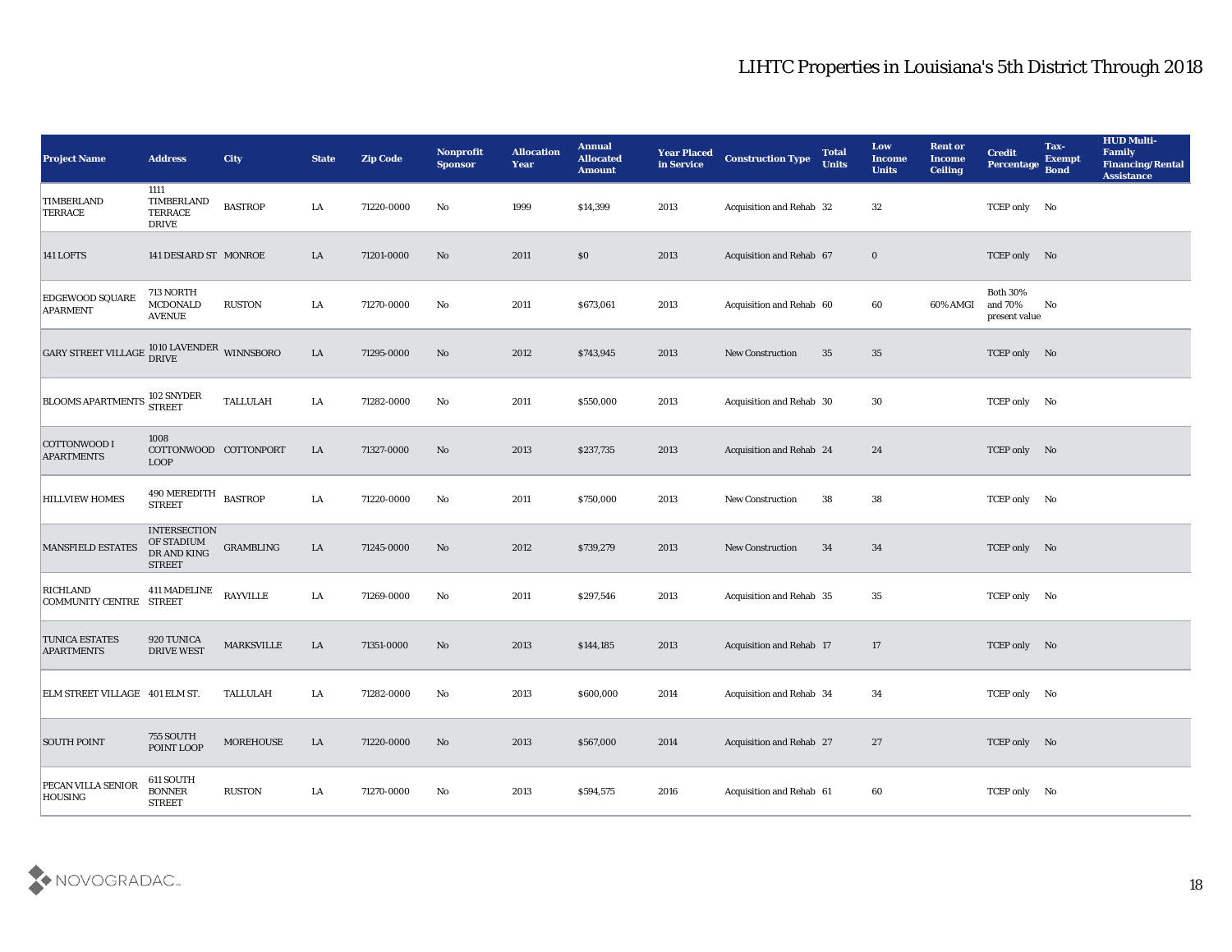# LIHTC Properties in Louisiana's 5th District Through 2018

| Project Name | Address | City | State | Zip Code | Nonprofit Sponsor | Allocation Year | Annual Allocated Amount | Year Placed in Service | Construction Type | Total Units | Low Income Units | Rent or Income Ceiling | Credit Percentage | Tax-Exempt Bond | HUD Multi-Family Financing/Rental Assistance |
|---|---|---|---|---|---|---|---|---|---|---|---|---|---|---|---|
| TIMBERLAND TERRACE | 1111 TIMBERLAND TERRACE DRIVE | BASTROP | LA | 71220-0000 | No | 1999 | $14,399 | 2013 | Acquisition and Rehab | 32 | 32 | | TCEP only | No | |
| 141 LOFTS | 141 DESIARD ST | MONROE | LA | 71201-0000 | No | 2011 | $0 | 2013 | Acquisition and Rehab | 67 | 0 | | TCEP only | No | |
| EDGEWOOD SQUARE APARMENT | 713 NORTH MCDONALD AVENUE | RUSTON | LA | 71270-0000 | No | 2011 | $673,061 | 2013 | Acquisition and Rehab | 60 | 60 | 60% AMGI | Both 30% and 70% present value | No | |
| GARY STREET VILLAGE | 1010 LAVENDER DRIVE | WINNSBORO | LA | 71295-0000 | No | 2012 | $743,945 | 2013 | New Construction | 35 | 35 | | TCEP only | No | |
| BLOOMS APARTMENTS | 102 SNYDER STREET | TALLULAH | LA | 71282-0000 | No | 2011 | $550,000 | 2013 | Acquisition and Rehab | 30 | 30 | | TCEP only | No | |
| COTTONWOOD I APARTMENTS | 1008 COTTONWOOD LOOP | COTTONPORT | LA | 71327-0000 | No | 2013 | $237,735 | 2013 | Acquisition and Rehab | 24 | 24 | | TCEP only | No | |
| HILLVIEW HOMES | 490 MEREDITH STREET | BASTROP | LA | 71220-0000 | No | 2011 | $750,000 | 2013 | New Construction | 38 | 38 | | TCEP only | No | |
| MANSFIELD ESTATES | INTERSECTION OF STADIUM DR AND KING STREET | GRAMBLING | LA | 71245-0000 | No | 2012 | $739,279 | 2013 | New Construction | 34 | 34 | | TCEP only | No | |
| RICHLAND COMMUNITY CENTRE | 411 MADELINE STREET | RAYVILLE | LA | 71269-0000 | No | 2011 | $297,546 | 2013 | Acquisition and Rehab | 35 | 35 | | TCEP only | No | |
| TUNICA ESTATES APARTMENTS | 920 TUNICA DRIVE WEST | MARKSVILLE | LA | 71351-0000 | No | 2013 | $144,185 | 2013 | Acquisition and Rehab | 17 | 17 | | TCEP only | No | |
| ELM STREET VILLAGE | 401 ELM ST. | TALLULAH | LA | 71282-0000 | No | 2013 | $600,000 | 2014 | Acquisition and Rehab | 34 | 34 | | TCEP only | No | |
| SOUTH POINT | 755 SOUTH POINT LOOP | MOREHOUSE | LA | 71220-0000 | No | 2013 | $567,000 | 2014 | Acquisition and Rehab | 27 | 27 | | TCEP only | No | |
| PECAN VILLA SENIOR HOUSING | 611 SOUTH BONNER STREET | RUSTON | LA | 71270-0000 | No | 2013 | $594,575 | 2016 | Acquisition and Rehab | 61 | 60 | | TCEP only | No | |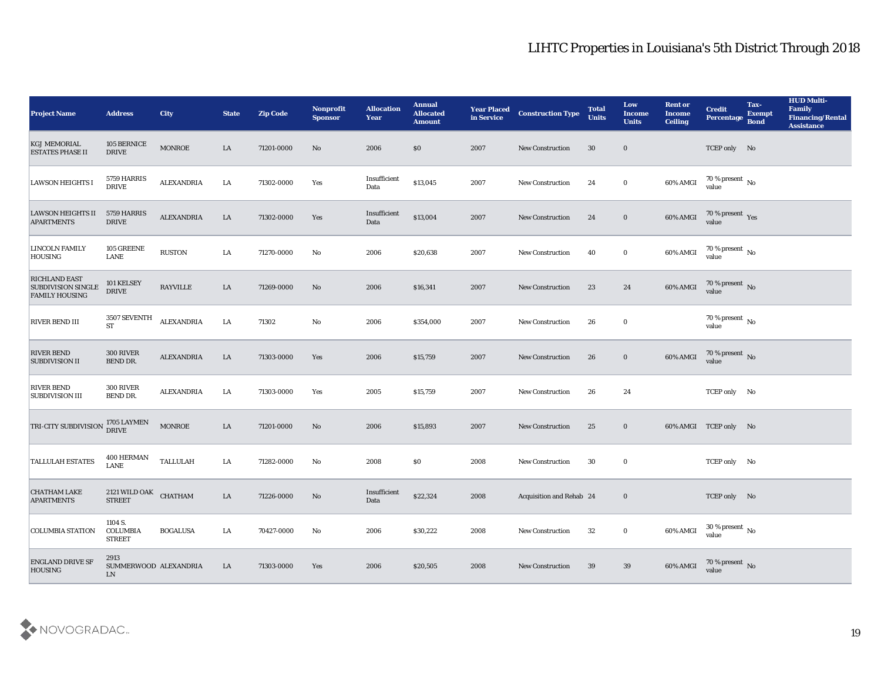# LIHTC Properties in Louisiana's 5th District Through 2018

| Project Name | Address | City | State | Zip Code | Nonprofit Sponsor | Allocation Year | Annual Allocated Amount | Year Placed in Service | Construction Type | Total Units | Low Income Units | Rent or Income Ceiling | Credit Percentage | Tax-Exempt Bond | HUD Multi-Family Financing/Rental Assistance |
|---|---|---|---|---|---|---|---|---|---|---|---|---|---|---|---|
| KGJ MEMORIAL ESTATES PHASE II | 105 BERNICE DRIVE | MONROE | LA | 71201-0000 | No | 2006 | $0 | 2007 | New Construction | 30 | 0 | | TCEP only | No | |
| LAWSON HEIGHTS I | 5759 HARRIS DRIVE | ALEXANDRIA | LA | 71302-0000 | Yes | Insufficient Data | $13,045 | 2007 | New Construction | 24 | 0 | 60% AMGI | 70 % present value | No | |
| LAWSON HEIGHTS II APARTMENTS | 5759 HARRIS DRIVE | ALEXANDRIA | LA | 71302-0000 | Yes | Insufficient Data | $13,004 | 2007 | New Construction | 24 | 0 | 60% AMGI | 70 % present value | Yes | |
| LINCOLN FAMILY HOUSING | 105 GREENE LANE | RUSTON | LA | 71270-0000 | No | 2006 | $20,638 | 2007 | New Construction | 40 | 0 | 60% AMGI | 70 % present value | No | |
| RICHLAND EAST SUBDIVISION SINGLE FAMILY HOUSING | 101 KELSEY DRIVE | RAYVILLE | LA | 71269-0000 | No | 2006 | $16,341 | 2007 | New Construction | 23 | 24 | 60% AMGI | 70 % present value | No | |
| RIVER BEND III | 3507 SEVENTH ST | ALEXANDRIA | LA | 71302 | No | 2006 | $354,000 | 2007 | New Construction | 26 | 0 | | 70 % present value | No | |
| RIVER BEND SUBDIVISION II | 300 RIVER BEND DR. | ALEXANDRIA | LA | 71303-0000 | Yes | 2006 | $15,759 | 2007 | New Construction | 26 | 0 | 60% AMGI | 70 % present value | No | |
| RIVER BEND SUBDIVISION III | 300 RIVER BEND DR. | ALEXANDRIA | LA | 71303-0000 | Yes | 2005 | $15,759 | 2007 | New Construction | 26 | 24 | | TCEP only | No | |
| TRI-CITY SUBDIVISION | 1705 LAYMEN DRIVE | MONROE | LA | 71201-0000 | No | 2006 | $15,893 | 2007 | New Construction | 25 | 0 | 60% AMGI | TCEP only | No | |
| TALLULAH ESTATES | 400 HERMAN LANE | TALLULAH | LA | 71282-0000 | No | 2008 | $0 | 2008 | New Construction | 30 | 0 | | TCEP only | No | |
| CHATHAM LAKE APARTMENTS | 2121 WILD OAK STREET | CHATHAM | LA | 71226-0000 | No | Insufficient Data | $22,324 | 2008 | Acquisition and Rehab | 24 | 0 | | TCEP only | No | |
| COLUMBIA STATION | 1104 S. COLUMBIA STREET | BOGALUSA | LA | 70427-0000 | No | 2006 | $30,222 | 2008 | New Construction | 32 | 0 | 60% AMGI | 30 % present value | No | |
| ENGLAND DRIVE SF HOUSING | 2913 SUMMERWOOD LN | ALEXANDRIA | LA | 71303-0000 | Yes | 2006 | $20,505 | 2008 | New Construction | 39 | 39 | 60% AMGI | 70 % present value | No | |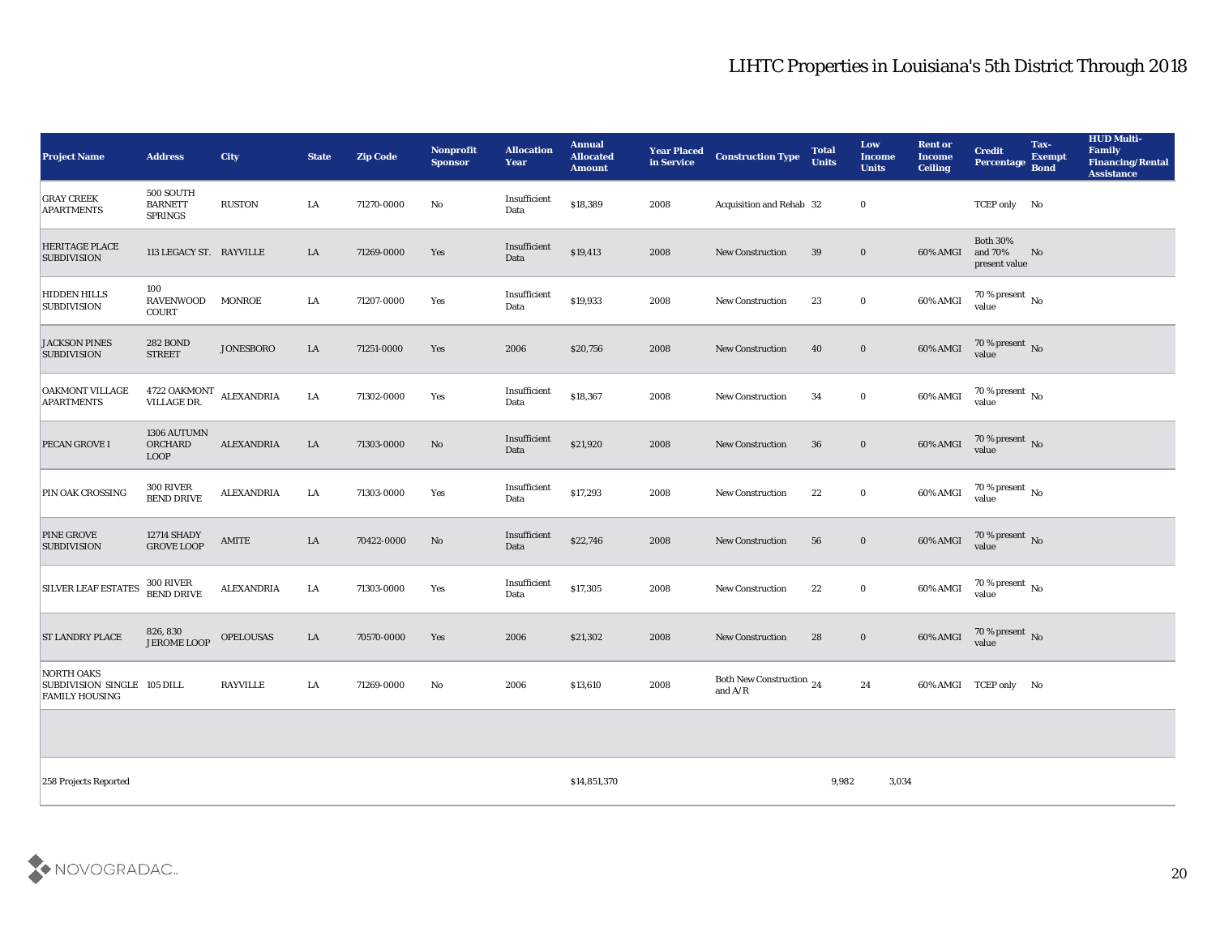# LIHTC Properties in Louisiana's 5th District Through 2018

| Project Name | Address | City | State | Zip Code | Nonprofit Sponsor | Allocation Year | Annual Allocated Amount | Year Placed in Service | Construction Type | Total Units | Low Income Units | Rent or Income Ceiling | Credit Percentage | Tax-Exempt Bond | HUD Multi-Family Financing/Rental Assistance |
|---|---|---|---|---|---|---|---|---|---|---|---|---|---|---|---|
| GRAY CREEK APARTMENTS | 500 SOUTH BARNETT SPRINGS | RUSTON | LA | 71270-0000 | No | Insufficient Data | $18,389 | 2008 | Acquisition and Rehab | 32 | 0 | | TCEP only | No | |
| HERITAGE PLACE SUBDIVISION | 113 LEGACY ST. | RAYVILLE | LA | 71269-0000 | Yes | Insufficient Data | $19,413 | 2008 | New Construction | 39 | 0 | 60% AMGI | Both 30% and 70% present value | No | |
| HIDDEN HILLS SUBDIVISION | 100 RAVENWOOD COURT | MONROE | LA | 71207-0000 | Yes | Insufficient Data | $19,933 | 2008 | New Construction | 23 | 0 | 60% AMGI | 70 % present value | No | |
| JACKSON PINES SUBDIVISION | 282 BOND STREET | JONESBORO | LA | 71251-0000 | Yes | 2006 | $20,756 | 2008 | New Construction | 40 | 0 | 60% AMGI | 70 % present value | No | |
| OAKMONT VILLAGE APARTMENTS | 4722 OAKMONT VILLAGE DR. | ALEXANDRIA | LA | 71302-0000 | Yes | Insufficient Data | $18,367 | 2008 | New Construction | 34 | 0 | 60% AMGI | 70 % present value | No | |
| PECAN GROVE I | 1306 AUTUMN ORCHARD LOOP | ALEXANDRIA | LA | 71303-0000 | No | Insufficient Data | $21,920 | 2008 | New Construction | 36 | 0 | 60% AMGI | 70 % present value | No | |
| PIN OAK CROSSING | 300 RIVER BEND DRIVE | ALEXANDRIA | LA | 71303-0000 | Yes | Insufficient Data | $17,293 | 2008 | New Construction | 22 | 0 | 60% AMGI | 70 % present value | No | |
| PINE GROVE SUBDIVISION | 12714 SHADY GROVE LOOP | AMITE | LA | 70422-0000 | No | Insufficient Data | $22,746 | 2008 | New Construction | 56 | 0 | 60% AMGI | 70 % present value | No | |
| SILVER LEAF ESTATES | 300 RIVER BEND DRIVE | ALEXANDRIA | LA | 71303-0000 | Yes | Insufficient Data | $17,305 | 2008 | New Construction | 22 | 0 | 60% AMGI | 70 % present value | No | |
| ST LANDRY PLACE | 826, 830 JEROME LOOP | OPELOUSAS | LA | 70570-0000 | Yes | 2006 | $21,302 | 2008 | New Construction | 28 | 0 | 60% AMGI | 70 % present value | No | |
| NORTH OAKS SUBDIVISION SINGLE FAMILY HOUSING | 105 DILL | RAYVILLE | LA | 71269-0000 | No | 2006 | $13,610 | 2008 | Both New Construction and A/R | 24 | 24 | 60% AMGI | TCEP only | No | |
| | | | | | | | | | | | | | | | |
| 258 Projects Reported | | | | | | | $14,851,370 | | | 9,982 | 3,034 | | | | |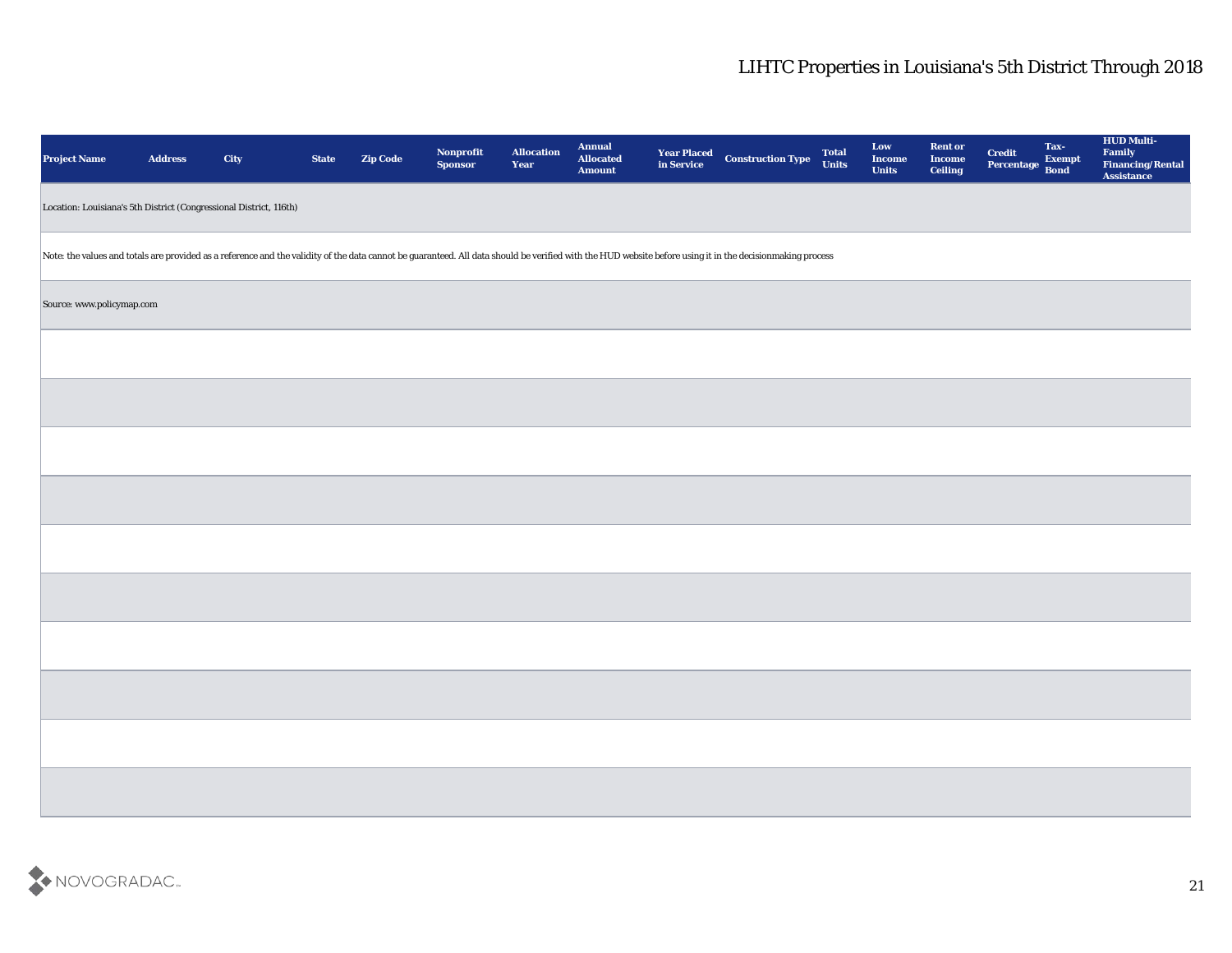# LIHTC Properties in Louisiana's 5th District Through 2018

| Project Name | Address | City | State | Zip Code | Nonprofit Sponsor | Allocation Year | Annual Allocated Amount | Year Placed in Service | Construction Type | Total Units | Low Income Units | Rent or Income Ceiling | Credit Percentage | Tax-Exempt Bond | HUD Multi-Family Financing/Rental Assistance |
|---|---|---|---|---|---|---|---|---|---|---|---|---|---|---|---|
| Location: Louisiana's 5th District (Congressional District, 116th) | | | | | | | | | | | | | | | |
| Note: the values and totals are provided as a reference and the validity of the data cannot be guaranteed. All data should be verified with the HUD website before using it in the decisionmaking process | | | | | | | | | | | | | | | |
| Source: www.policymap.com | | | | | | | | | | | | | | | |